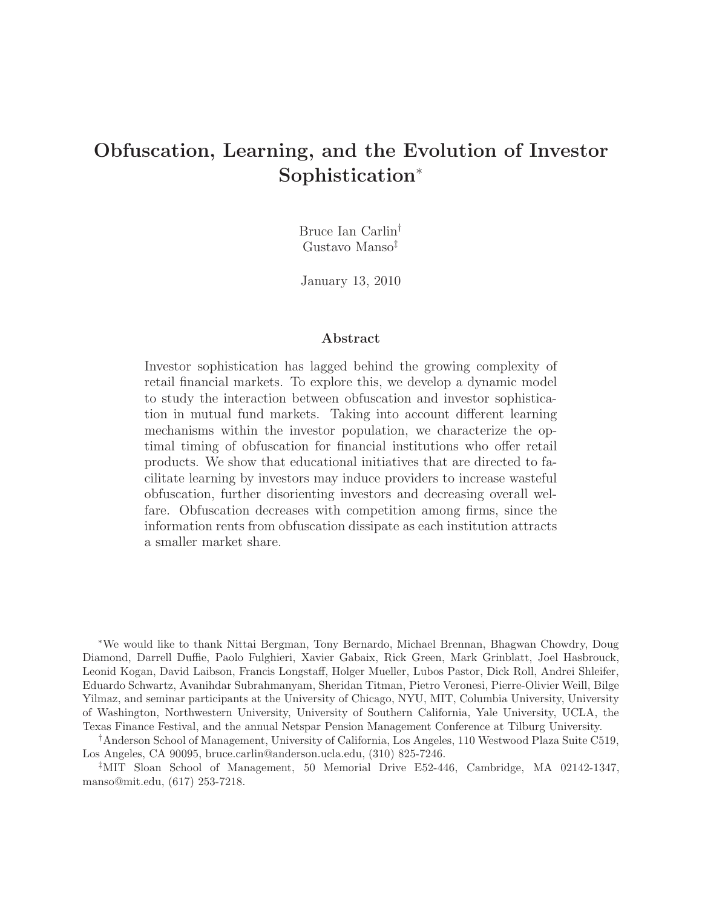# Obfuscation, Learning, and the Evolution of Investor Sophistication*

Bruce Ian Carlin[†]
Gustavo Manso[‡]

January 13, 2010

## Abstract

Investor sophistication has lagged behind the growing complexity of retail financial markets. To explore this, we develop a dynamic model to study the interaction between obfuscation and investor sophistication in mutual fund markets. Taking into account different learning mechanisms within the investor population, we characterize the optimal timing of obfuscation for financial institutions who offer retail products. We show that educational initiatives that are directed to facilitate learning by investors may induce providers to increase wasteful obfuscation, further disorienting investors and decreasing overall welfare. Obfuscation decreases with competition among firms, since the information rents from obfuscation dissipate as each institution attracts a smaller market share.

*We would like to thank Nittai Bergman, Tony Bernardo, Michael Brennan, Bhagwan Chowdry, Doug Diamond, Darrell Duffie, Paolo Fulghieri, Xavier Gabaix, Rick Green, Mark Grinblatt, Joel Hasbrouck, Leonid Kogan, David Laibson, Francis Longstaff, Holger Mueller, Lubos Pastor, Dick Roll, Andrei Shleifer, Eduardo Schwartz, Avanihdar Subrahmanyam, Sheridan Titman, Pietro Veronesi, Pierre-Olivier Weill, Bilge Yilmaz, and seminar participants at the University of Chicago, NYU, MIT, Columbia University, University of Washington, Northwestern University, University of Southern California, Yale University, UCLA, the Texas Finance Festival, and the annual Netspar Pension Management Conference at Tilburg University.

[†]Anderson School of Management, University of California, Los Angeles, 110 Westwood Plaza Suite C519, Los Angeles, CA 90095, bruce.carlin@anderson.ucla.edu, (310) 825-7246.

[‡]MIT Sloan School of Management, 50 Memorial Drive E52-446, Cambridge, MA 02142-1347, manso@mit.edu, (617) 253-7218.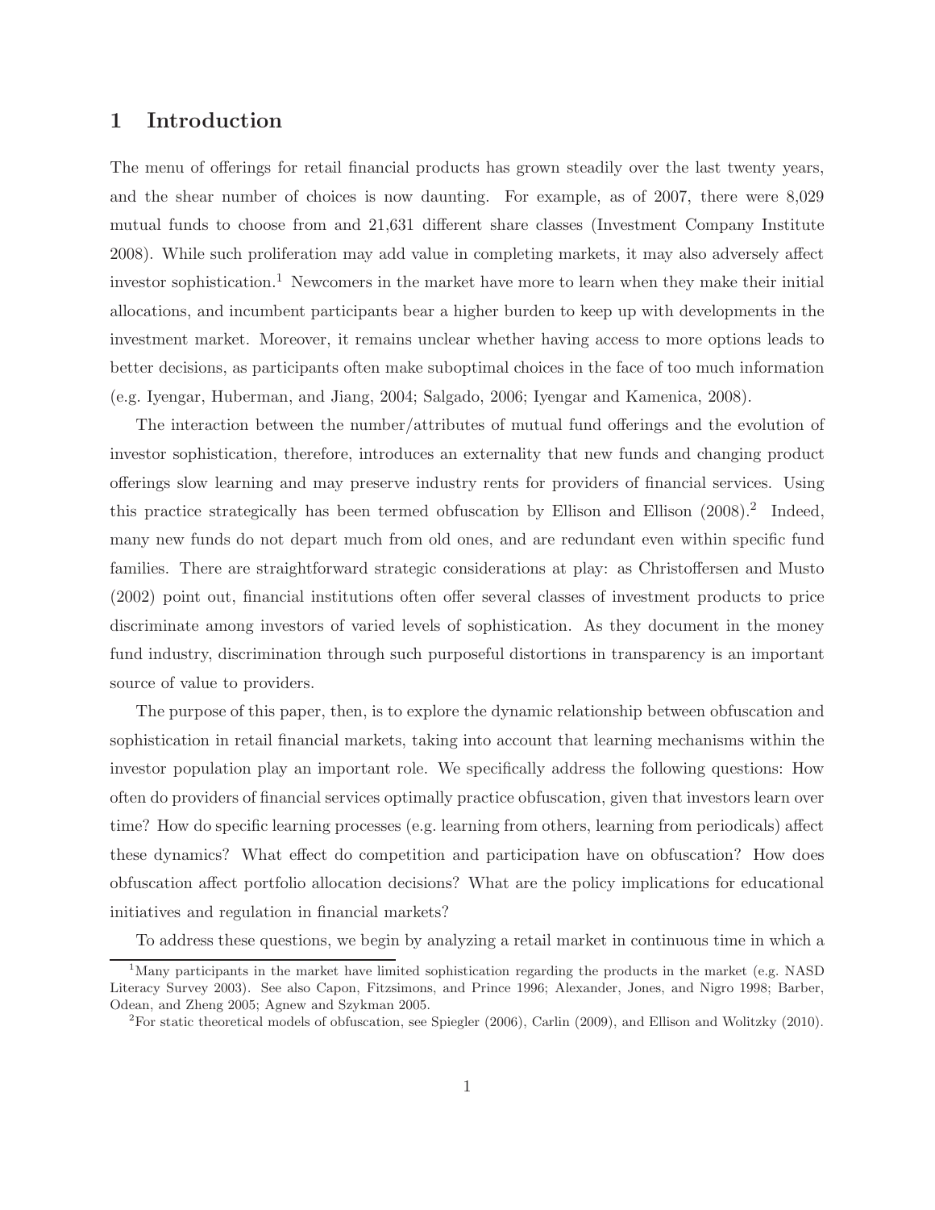# 1 Introduction

The menu of offerings for retail financial products has grown steadily over the last twenty years, and the shear number of choices is now daunting. For example, as of 2007, there were 8,029 mutual funds to choose from and 21,631 different share classes (Investment Company Institute 2008). While such proliferation may add value in completing markets, it may also adversely affect investor sophistication.[1] Newcomers in the market have more to learn when they make their initial allocations, and incumbent participants bear a higher burden to keep up with developments in the investment market. Moreover, it remains unclear whether having access to more options leads to better decisions, as participants often make suboptimal choices in the face of too much information (e.g. Iyengar, Huberman, and Jiang, 2004; Salgado, 2006; Iyengar and Kamenica, 2008).

The interaction between the number/attributes of mutual fund offerings and the evolution of investor sophistication, therefore, introduces an externality that new funds and changing product offerings slow learning and may preserve industry rents for providers of financial services. Using this practice strategically has been termed obfuscation by Ellison and Ellison (2008).[2] Indeed, many new funds do not depart much from old ones, and are redundant even within specific fund families. There are straightforward strategic considerations at play: as Christoffersen and Musto (2002) point out, financial institutions often offer several classes of investment products to price discriminate among investors of varied levels of sophistication. As they document in the money fund industry, discrimination through such purposeful distortions in transparency is an important source of value to providers.

The purpose of this paper, then, is to explore the dynamic relationship between obfuscation and sophistication in retail financial markets, taking into account that learning mechanisms within the investor population play an important role. We specifically address the following questions: How often do providers of financial services optimally practice obfuscation, given that investors learn over time? How do specific learning processes (e.g. learning from others, learning from periodicals) affect these dynamics? What effect do competition and participation have on obfuscation? How does obfuscation affect portfolio allocation decisions? What are the policy implications for educational initiatives and regulation in financial markets?

To address these questions, we begin by analyzing a retail market in continuous time in which a

[1] Many participants in the market have limited sophistication regarding the products in the market (e.g. NASD Literacy Survey 2003). See also Capon, Fitzsimons, and Prince 1996; Alexander, Jones, and Nigro 1998; Barber, Odean, and Zheng 2005; Agnew and Szykman 2005.

[2] For static theoretical models of obfuscation, see Spiegler (2006), Carlin (2009), and Ellison and Wolitzky (2010).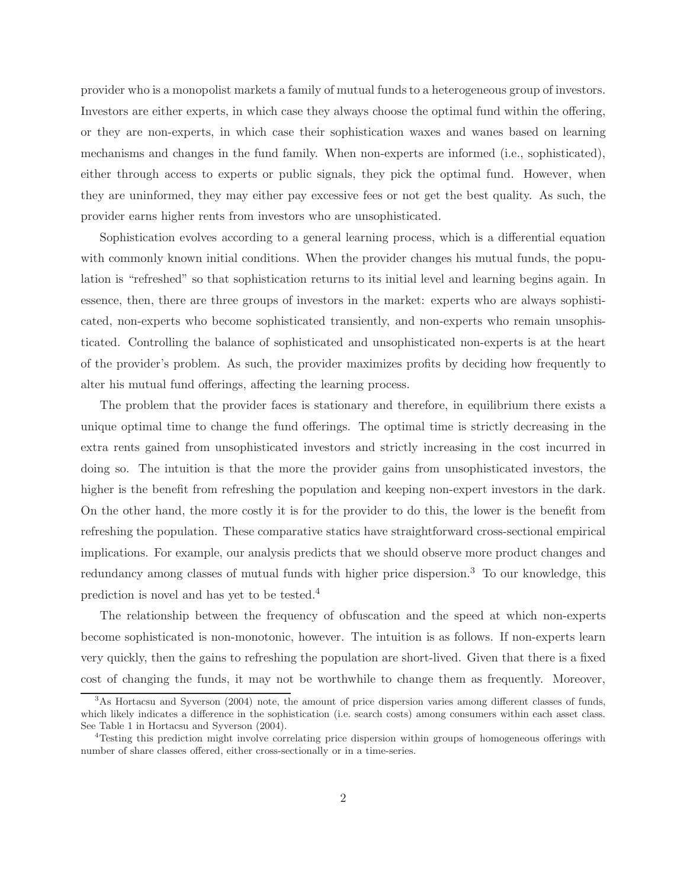provider who is a monopolist markets a family of mutual funds to a heterogeneous group of investors. Investors are either experts, in which case they always choose the optimal fund within the offering, or they are non-experts, in which case their sophistication waxes and wanes based on learning mechanisms and changes in the fund family. When non-experts are informed (i.e., sophisticated), either through access to experts or public signals, they pick the optimal fund. However, when they are uninformed, they may either pay excessive fees or not get the best quality. As such, the provider earns higher rents from investors who are unsophisticated.

Sophistication evolves according to a general learning process, which is a differential equation with commonly known initial conditions. When the provider changes his mutual funds, the population is "refreshed" so that sophistication returns to its initial level and learning begins again. In essence, then, there are three groups of investors in the market: experts who are always sophisticated, non-experts who become sophisticated transiently, and non-experts who remain unsophisticated. Controlling the balance of sophisticated and unsophisticated non-experts is at the heart of the provider's problem. As such, the provider maximizes profits by deciding how frequently to alter his mutual fund offerings, affecting the learning process.

The problem that the provider faces is stationary and therefore, in equilibrium there exists a unique optimal time to change the fund offerings. The optimal time is strictly decreasing in the extra rents gained from unsophisticated investors and strictly increasing in the cost incurred in doing so. The intuition is that the more the provider gains from unsophisticated investors, the higher is the benefit from refreshing the population and keeping non-expert investors in the dark. On the other hand, the more costly it is for the provider to do this, the lower is the benefit from refreshing the population. These comparative statics have straightforward cross-sectional empirical implications. For example, our analysis predicts that we should observe more product changes and redundancy among classes of mutual funds with higher price dispersion.[3] To our knowledge, this prediction is novel and has yet to be tested.[4]

The relationship between the frequency of obfuscation and the speed at which non-experts become sophisticated is non-monotonic, however. The intuition is as follows. If non-experts learn very quickly, then the gains to refreshing the population are short-lived. Given that there is a fixed cost of changing the funds, it may not be worthwhile to change them as frequently. Moreover,

[3] As Hortacsu and Syverson (2004) note, the amount of price dispersion varies among different classes of funds, which likely indicates a difference in the sophistication (i.e. search costs) among consumers within each asset class. See Table 1 in Hortacsu and Syverson (2004).

[4] Testing this prediction might involve correlating price dispersion within groups of homogeneous offerings with number of share classes offered, either cross-sectionally or in a time-series.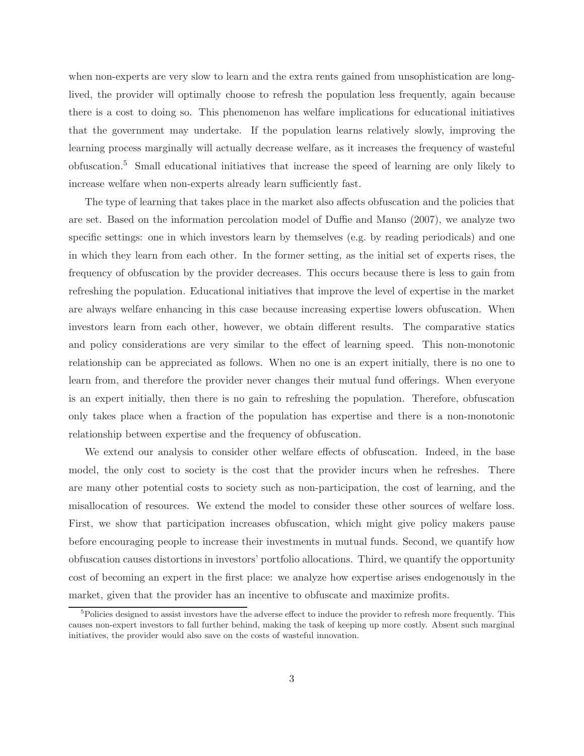when non-experts are very slow to learn and the extra rents gained from unsophistication are long-lived, the provider will optimally choose to refresh the population less frequently, again because there is a cost to doing so. This phenomenon has welfare implications for educational initiatives that the government may undertake. If the population learns relatively slowly, improving the learning process marginally will actually decrease welfare, as it increases the frequency of wasteful obfuscation.[5] Small educational initiatives that increase the speed of learning are only likely to increase welfare when non-experts already learn sufficiently fast.

The type of learning that takes place in the market also affects obfuscation and the policies that are set. Based on the information percolation model of Duffie and Manso (2007), we analyze two specific settings: one in which investors learn by themselves (e.g. by reading periodicals) and one in which they learn from each other. In the former setting, as the initial set of experts rises, the frequency of obfuscation by the provider decreases. This occurs because there is less to gain from refreshing the population. Educational initiatives that improve the level of expertise in the market are always welfare enhancing in this case because increasing expertise lowers obfuscation. When investors learn from each other, however, we obtain different results. The comparative statics and policy considerations are very similar to the effect of learning speed. This non-monotonic relationship can be appreciated as follows. When no one is an expert initially, there is no one to learn from, and therefore the provider never changes their mutual fund offerings. When everyone is an expert initially, then there is no gain to refreshing the population. Therefore, obfuscation only takes place when a fraction of the population has expertise and there is a non-monotonic relationship between expertise and the frequency of obfuscation.

We extend our analysis to consider other welfare effects of obfuscation. Indeed, in the base model, the only cost to society is the cost that the provider incurs when he refreshes. There are many other potential costs to society such as non-participation, the cost of learning, and the misallocation of resources. We extend the model to consider these other sources of welfare loss. First, we show that participation increases obfuscation, which might give policy makers pause before encouraging people to increase their investments in mutual funds. Second, we quantify how obfuscation causes distortions in investors' portfolio allocations. Third, we quantify the opportunity cost of becoming an expert in the first place: we analyze how expertise arises endogenously in the market, given that the provider has an incentive to obfuscate and maximize profits.

[5] Policies designed to assist investors have the adverse effect to induce the provider to refresh more frequently. This causes non-expert investors to fall further behind, making the task of keeping up more costly. Absent such marginal initiatives, the provider would also save on the costs of wasteful innovation.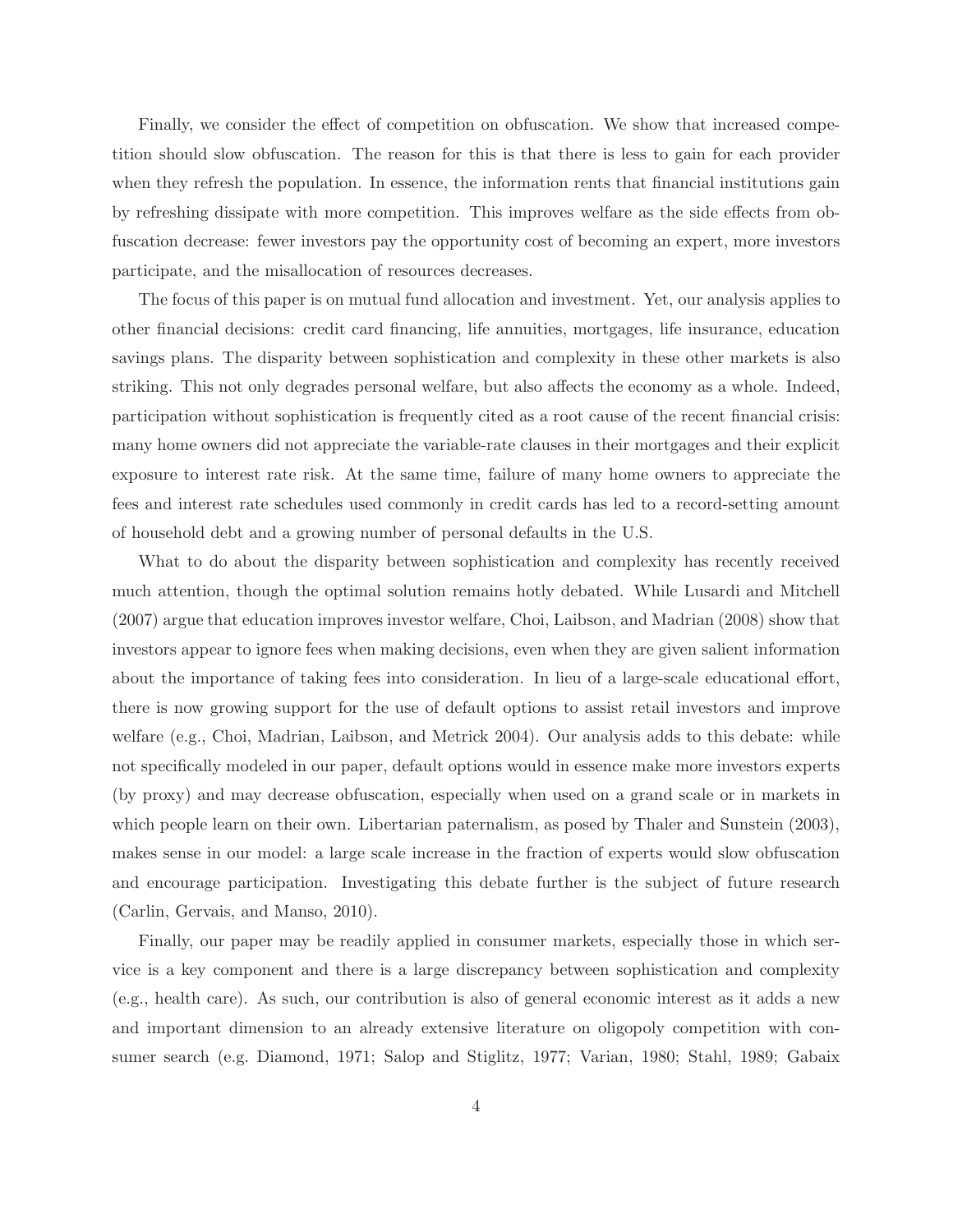Finally, we consider the effect of competition on obfuscation. We show that increased competition should slow obfuscation. The reason for this is that there is less to gain for each provider when they refresh the population. In essence, the information rents that financial institutions gain by refreshing dissipate with more competition. This improves welfare as the side effects from obfuscation decrease: fewer investors pay the opportunity cost of becoming an expert, more investors participate, and the misallocation of resources decreases.

The focus of this paper is on mutual fund allocation and investment. Yet, our analysis applies to other financial decisions: credit card financing, life annuities, mortgages, life insurance, education savings plans. The disparity between sophistication and complexity in these other markets is also striking. This not only degrades personal welfare, but also affects the economy as a whole. Indeed, participation without sophistication is frequently cited as a root cause of the recent financial crisis: many home owners did not appreciate the variable-rate clauses in their mortgages and their explicit exposure to interest rate risk. At the same time, failure of many home owners to appreciate the fees and interest rate schedules used commonly in credit cards has led to a record-setting amount of household debt and a growing number of personal defaults in the U.S.

What to do about the disparity between sophistication and complexity has recently received much attention, though the optimal solution remains hotly debated. While Lusardi and Mitchell (2007) argue that education improves investor welfare, Choi, Laibson, and Madrian (2008) show that investors appear to ignore fees when making decisions, even when they are given salient information about the importance of taking fees into consideration. In lieu of a large-scale educational effort, there is now growing support for the use of default options to assist retail investors and improve welfare (e.g., Choi, Madrian, Laibson, and Metrick 2004). Our analysis adds to this debate: while not specifically modeled in our paper, default options would in essence make more investors experts (by proxy) and may decrease obfuscation, especially when used on a grand scale or in markets in which people learn on their own. Libertarian paternalism, as posed by Thaler and Sunstein (2003), makes sense in our model: a large scale increase in the fraction of experts would slow obfuscation and encourage participation. Investigating this debate further is the subject of future research (Carlin, Gervais, and Manso, 2010).

Finally, our paper may be readily applied in consumer markets, especially those in which service is a key component and there is a large discrepancy between sophistication and complexity (e.g., health care). As such, our contribution is also of general economic interest as it adds a new and important dimension to an already extensive literature on oligopoly competition with consumer search (e.g. Diamond, 1971; Salop and Stiglitz, 1977; Varian, 1980; Stahl, 1989; Gabaix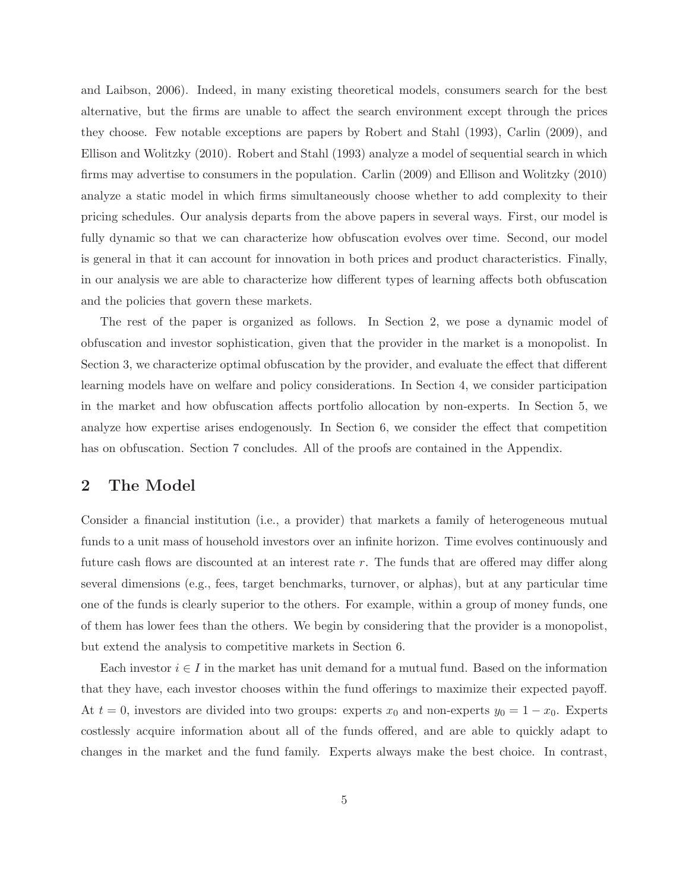and Laibson, 2006). Indeed, in many existing theoretical models, consumers search for the best alternative, but the firms are unable to affect the search environment except through the prices they choose. Few notable exceptions are papers by Robert and Stahl (1993), Carlin (2009), and Ellison and Wolitzky (2010). Robert and Stahl (1993) analyze a model of sequential search in which firms may advertise to consumers in the population. Carlin (2009) and Ellison and Wolitzky (2010) analyze a static model in which firms simultaneously choose whether to add complexity to their pricing schedules. Our analysis departs from the above papers in several ways. First, our model is fully dynamic so that we can characterize how obfuscation evolves over time. Second, our model is general in that it can account for innovation in both prices and product characteristics. Finally, in our analysis we are able to characterize how different types of learning affects both obfuscation and the policies that govern these markets.

The rest of the paper is organized as follows. In Section 2, we pose a dynamic model of obfuscation and investor sophistication, given that the provider in the market is a monopolist. In Section 3, we characterize optimal obfuscation by the provider, and evaluate the effect that different learning models have on welfare and policy considerations. In Section 4, we consider participation in the market and how obfuscation affects portfolio allocation by non-experts. In Section 5, we analyze how expertise arises endogenously. In Section 6, we consider the effect that competition has on obfuscation. Section 7 concludes. All of the proofs are contained in the Appendix.

## 2 The Model

Consider a financial institution (i.e., a provider) that markets a family of heterogeneous mutual funds to a unit mass of household investors over an infinite horizon. Time evolves continuously and future cash flows are discounted at an interest rate $r$. The funds that are offered may differ along several dimensions (e.g., fees, target benchmarks, turnover, or alphas), but at any particular time one of the funds is clearly superior to the others. For example, within a group of money funds, one of them has lower fees than the others. We begin by considering that the provider is a monopolist, but extend the analysis to competitive markets in Section 6.

Each investor $i \in I$ in the market has unit demand for a mutual fund. Based on the information that they have, each investor chooses within the fund offerings to maximize their expected payoff. At $t = 0$, investors are divided into two groups: experts $x_0$ and non-experts $y_0 = 1 - x_0$. Experts costlessly acquire information about all of the funds offered, and are able to quickly adapt to changes in the market and the fund family. Experts always make the best choice. In contrast,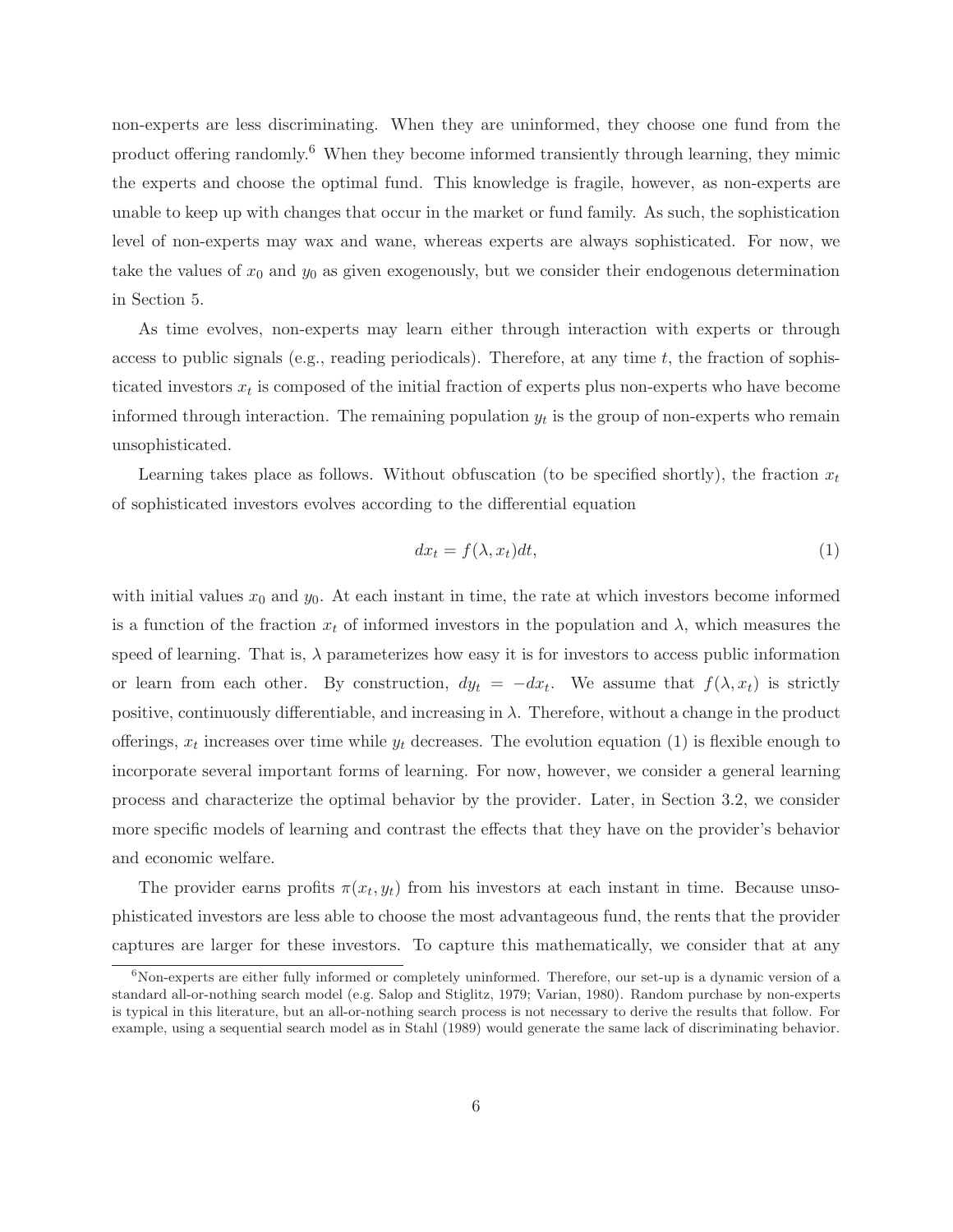non-experts are less discriminating. When they are uninformed, they choose one fund from the product offering randomly.[6] When they become informed transiently through learning, they mimic the experts and choose the optimal fund. This knowledge is fragile, however, as non-experts are unable to keep up with changes that occur in the market or fund family. As such, the sophistication level of non-experts may wax and wane, whereas experts are always sophisticated. For now, we take the values of $x_0$ and $y_0$ as given exogenously, but we consider their endogenous determination in Section 5.

As time evolves, non-experts may learn either through interaction with experts or through access to public signals (e.g., reading periodicals). Therefore, at any time $t$, the fraction of sophisticated investors $x_t$ is composed of the initial fraction of experts plus non-experts who have become informed through interaction. The remaining population $y_t$ is the group of non-experts who remain unsophisticated.

Learning takes place as follows. Without obfuscation (to be specified shortly), the fraction $x_t$ of sophisticated investors evolves according to the differential equation

$$dx_t = f(\lambda, x_t)dt, \tag{1}$$

with initial values $x_0$ and $y_0$. At each instant in time, the rate at which investors become informed is a function of the fraction $x_t$ of informed investors in the population and $\lambda$, which measures the speed of learning. That is, $\lambda$ parameterizes how easy it is for investors to access public information or learn from each other. By construction, $dy_t = -dx_t$. We assume that $f(\lambda, x_t)$ is strictly positive, continuously differentiable, and increasing in $\lambda$. Therefore, without a change in the product offerings, $x_t$ increases over time while $y_t$ decreases. The evolution equation (1) is flexible enough to incorporate several important forms of learning. For now, however, we consider a general learning process and characterize the optimal behavior by the provider. Later, in Section 3.2, we consider more specific models of learning and contrast the effects that they have on the provider's behavior and economic welfare.

The provider earns profits $\pi(x_t, y_t)$ from his investors at each instant in time. Because unsophisticated investors are less able to choose the most advantageous fund, the rents that the provider captures are larger for these investors. To capture this mathematically, we consider that at any

[6] Non-experts are either fully informed or completely uninformed. Therefore, our set-up is a dynamic version of a standard all-or-nothing search model (e.g. Salop and Stiglitz, 1979; Varian, 1980). Random purchase by non-experts is typical in this literature, but an all-or-nothing search process is not necessary to derive the results that follow. For example, using a sequential search model as in Stahl (1989) would generate the same lack of discriminating behavior.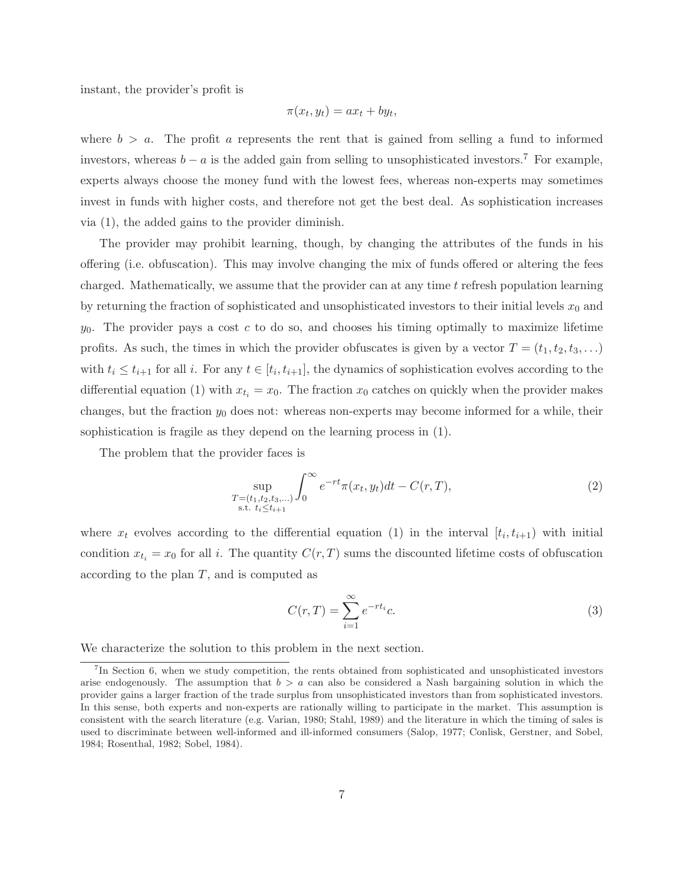instant, the provider's profit is

$$\pi(x_t, y_t) = ax_t + by_t,$$

where $b > a$. The profit $a$ represents the rent that is gained from selling a fund to informed investors, whereas $b - a$ is the added gain from selling to unsophisticated investors.[7] For example, experts always choose the money fund with the lowest fees, whereas non-experts may sometimes invest in funds with higher costs, and therefore not get the best deal. As sophistication increases via (1), the added gains to the provider diminish.

The provider may prohibit learning, though, by changing the attributes of the funds in his offering (i.e. obfuscation). This may involve changing the mix of funds offered or altering the fees charged. Mathematically, we assume that the provider can at any time $t$ refresh population learning by returning the fraction of sophisticated and unsophisticated investors to their initial levels $x_0$ and $y_0$. The provider pays a cost $c$ to do so, and chooses his timing optimally to maximize lifetime profits. As such, the times in which the provider obfuscates is given by a vector $T = (t_1, t_2, t_3, \ldots)$ with $t_i \leq t_{i+1}$ for all $i$. For any $t \in [t_i, t_{i+1}]$, the dynamics of sophistication evolves according to the differential equation (1) with $x_{t_i} = x_0$. The fraction $x_0$ catches on quickly when the provider makes changes, but the fraction $y_0$ does not: whereas non-experts may become informed for a while, their sophistication is fragile as they depend on the learning process in (1).

The problem that the provider faces is

$$\sup_{\substack{T=(t_1,t_2,t_3,\ldots) \\ \text{s.t. } t_i \leq t_{i+1}}} \int_0^\infty e^{-rt}\pi(x_t, y_t)dt - C(r, T), \tag{2}$$

where $x_t$ evolves according to the differential equation (1) in the interval $[t_i, t_{i+1})$ with initial condition $x_{t_i} = x_0$ for all $i$. The quantity $C(r, T)$ sums the discounted lifetime costs of obfuscation according to the plan $T$, and is computed as

$$C(r, T) = \sum_{i=1}^{\infty} e^{-rt_i}c. \tag{3}$$

We characterize the solution to this problem in the next section.

[7] In Section 6, when we study competition, the rents obtained from sophisticated and unsophisticated investors arise endogenously. The assumption that $b > a$ can also be considered a Nash bargaining solution in which the provider gains a larger fraction of the trade surplus from unsophisticated investors than from sophisticated investors. In this sense, both experts and non-experts are rationally willing to participate in the market. This assumption is consistent with the search literature (e.g. Varian, 1980; Stahl, 1989) and the literature in which the timing of sales is used to discriminate between well-informed and ill-informed consumers (Salop, 1977; Conlisk, Gerstner, and Sobel, 1984; Rosenthal, 1982; Sobel, 1984).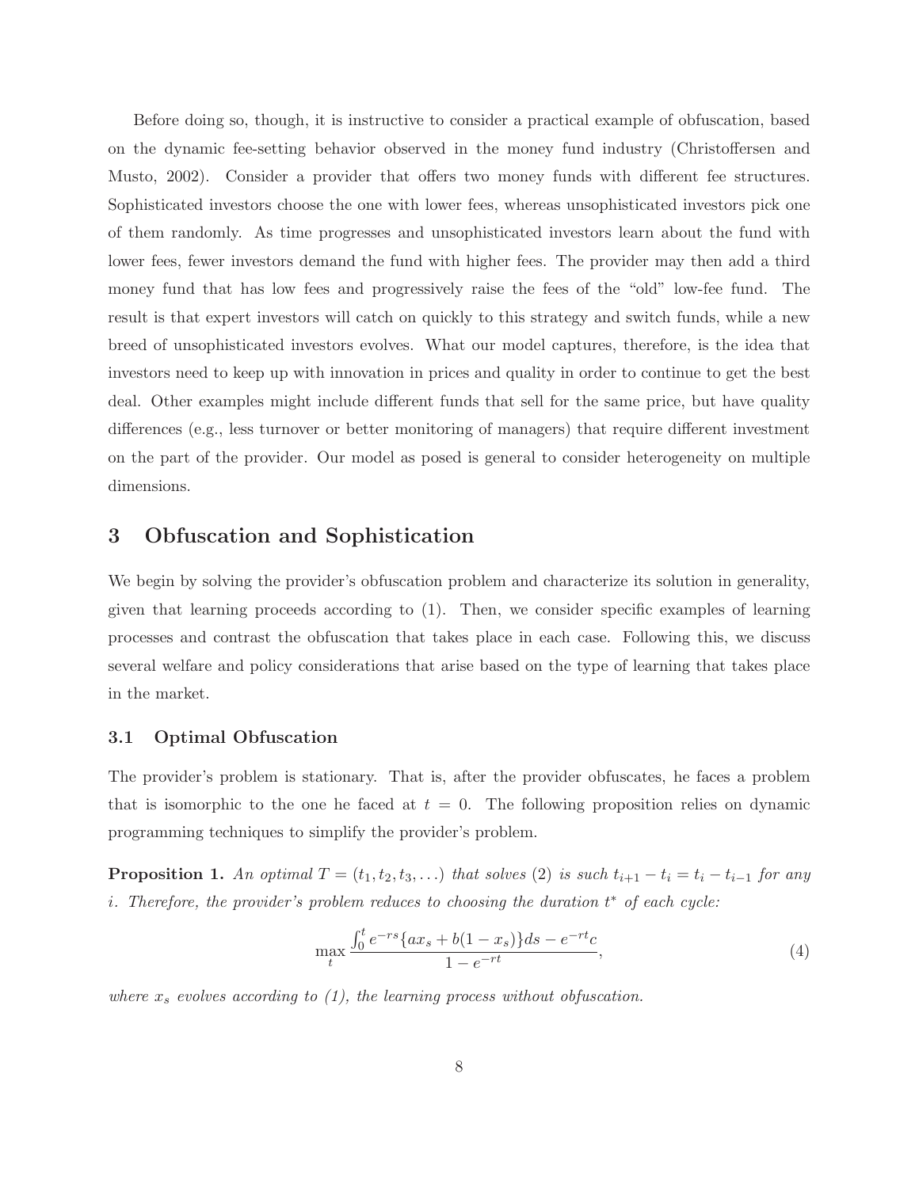Before doing so, though, it is instructive to consider a practical example of obfuscation, based on the dynamic fee-setting behavior observed in the money fund industry (Christoffersen and Musto, 2002). Consider a provider that offers two money funds with different fee structures. Sophisticated investors choose the one with lower fees, whereas unsophisticated investors pick one of them randomly. As time progresses and unsophisticated investors learn about the fund with lower fees, fewer investors demand the fund with higher fees. The provider may then add a third money fund that has low fees and progressively raise the fees of the "old" low-fee fund. The result is that expert investors will catch on quickly to this strategy and switch funds, while a new breed of unsophisticated investors evolves. What our model captures, therefore, is the idea that investors need to keep up with innovation in prices and quality in order to continue to get the best deal. Other examples might include different funds that sell for the same price, but have quality differences (e.g., less turnover or better monitoring of managers) that require different investment on the part of the provider. Our model as posed is general to consider heterogeneity on multiple dimensions.

# 3 Obfuscation and Sophistication

We begin by solving the provider's obfuscation problem and characterize its solution in generality, given that learning proceeds according to (1). Then, we consider specific examples of learning processes and contrast the obfuscation that takes place in each case. Following this, we discuss several welfare and policy considerations that arise based on the type of learning that takes place in the market.

## 3.1 Optimal Obfuscation

The provider's problem is stationary. That is, after the provider obfuscates, he faces a problem that is isomorphic to the one he faced at $t = 0$. The following proposition relies on dynamic programming techniques to simplify the provider's problem.

**Proposition 1.** *An optimal $T = (t_1, t_2, t_3, \ldots)$ that solves (2) is such $t_{i+1} - t_i = t_i - t_{i-1}$ for any $i$. Therefore, the provider's problem reduces to choosing the duration $t^*$ of each cycle:*

$$\max_{t} \frac{\int_0^t e^{-rs}\{ax_s + b(1-x_s)\}ds - e^{-rt}c}{1 - e^{-rt}}, \tag{4}$$

*where $x_s$ evolves according to (1), the learning process without obfuscation.*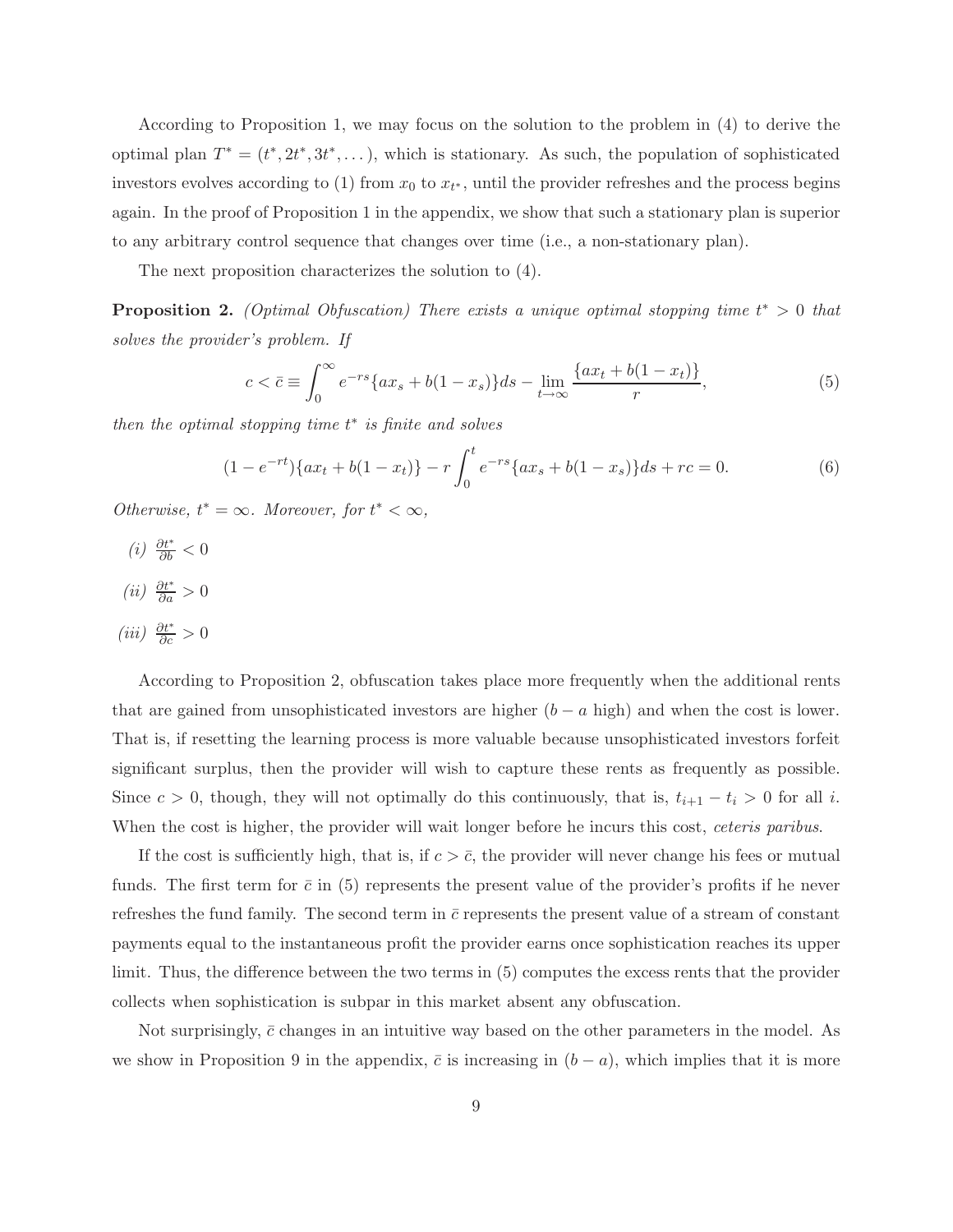According to Proposition 1, we may focus on the solution to the problem in (4) to derive the optimal plan $T^* = (t^*, 2t^*, 3t^*, \dots)$, which is stationary. As such, the population of sophisticated investors evolves according to (1) from $x_0$ to $x_{t^*}$, until the provider refreshes and the process begins again. In the proof of Proposition 1 in the appendix, we show that such a stationary plan is superior to any arbitrary control sequence that changes over time (i.e., a non-stationary plan).

The next proposition characterizes the solution to (4).

**Proposition 2.** *(Optimal Obfuscation) There exists a unique optimal stopping time $t^* > 0$ that solves the provider's problem. If*

$$c < \bar{c} \equiv \int_0^\infty e^{-rs}\{ax_s + b(1 - x_s)\}ds - \lim_{t\to\infty} \frac{\{ax_t + b(1 - x_t)\}}{r}, \tag{5}$$

*then the optimal stopping time $t^*$ is finite and solves*

$$(1 - e^{-rt})\{ax_t + b(1 - x_t)\} - r\int_0^t e^{-rs}\{ax_s + b(1 - x_s)\}ds + rc = 0. \tag{6}$$

*Otherwise, $t^* = \infty$. Moreover, for $t^* < \infty$,*

*(i)* $\frac{\partial t^*}{\partial b} < 0$

*(ii)* $\frac{\partial t^*}{\partial a} > 0$

*(iii)* $\frac{\partial t^*}{\partial c} > 0$

According to Proposition 2, obfuscation takes place more frequently when the additional rents that are gained from unsophisticated investors are higher ($b - a$ high) and when the cost is lower. That is, if resetting the learning process is more valuable because unsophisticated investors forfeit significant surplus, then the provider will wish to capture these rents as frequently as possible. Since $c > 0$, though, they will not optimally do this continuously, that is, $t_{i+1} - t_i > 0$ for all $i$. When the cost is higher, the provider will wait longer before he incurs this cost, *ceteris paribus*.

If the cost is sufficiently high, that is, if $c > \bar{c}$, the provider will never change his fees or mutual funds. The first term for $\bar{c}$ in (5) represents the present value of the provider's profits if he never refreshes the fund family. The second term in $\bar{c}$ represents the present value of a stream of constant payments equal to the instantaneous profit the provider earns once sophistication reaches its upper limit. Thus, the difference between the two terms in (5) computes the excess rents that the provider collects when sophistication is subpar in this market absent any obfuscation.

Not surprisingly, $\bar{c}$ changes in an intuitive way based on the other parameters in the model. As we show in Proposition 9 in the appendix, $\bar{c}$ is increasing in $(b - a)$, which implies that it is more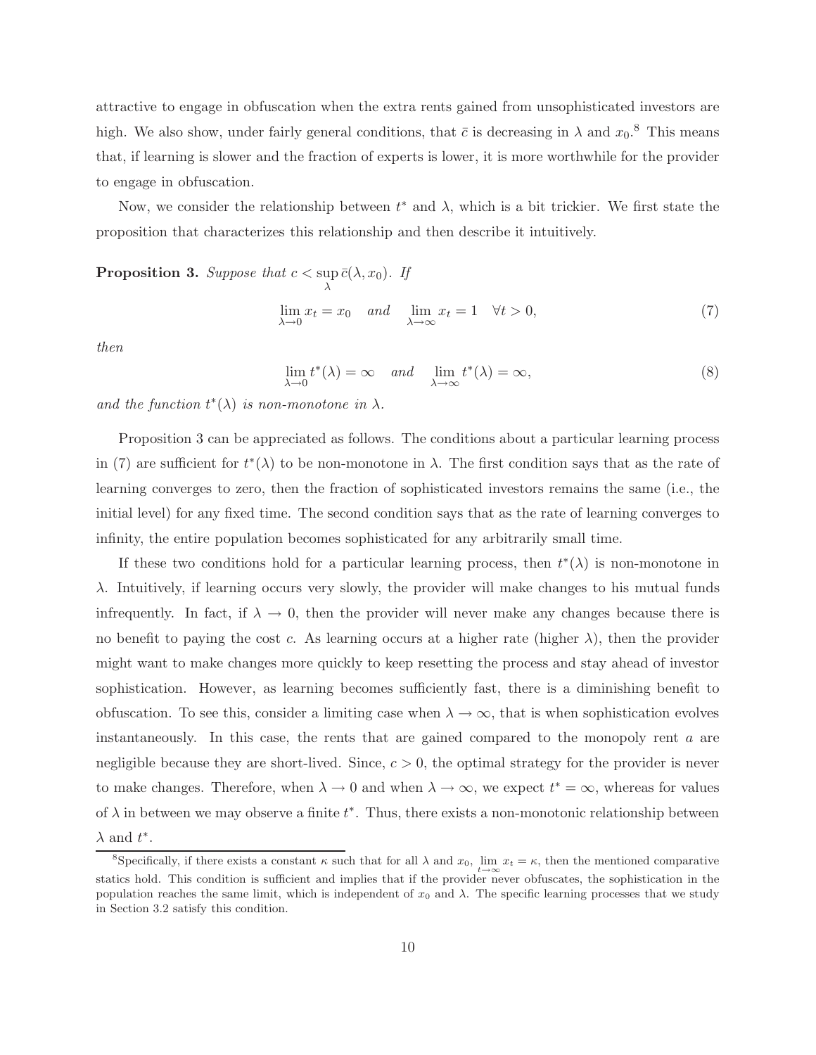attractive to engage in obfuscation when the extra rents gained from unsophisticated investors are high. We also show, under fairly general conditions, that $\bar{c}$ is decreasing in $\lambda$ and $x_0$.[8] This means that, if learning is slower and the fraction of experts is lower, it is more worthwhile for the provider to engage in obfuscation.

Now, we consider the relationship between $t^*$ and $\lambda$, which is a bit trickier. We first state the proposition that characterizes this relationship and then describe it intuitively.

**Proposition 3.** *Suppose that* $c < \sup_{\lambda} \bar{c}(\lambda, x_0)$. *If*

$$\lim_{\lambda \to 0} x_t = x_0 \quad \textit{and} \quad \lim_{\lambda \to \infty} x_t = 1 \quad \forall t > 0, \tag{7}$$

*then*

$$\lim_{\lambda \to 0} t^*(\lambda) = \infty \quad \textit{and} \quad \lim_{\lambda \to \infty} t^*(\lambda) = \infty, \tag{8}$$

*and the function* $t^*(\lambda)$ *is non-monotone in* $\lambda$.

Proposition 3 can be appreciated as follows. The conditions about a particular learning process in (7) are sufficient for $t^*(\lambda)$ to be non-monotone in $\lambda$. The first condition says that as the rate of learning converges to zero, then the fraction of sophisticated investors remains the same (i.e., the initial level) for any fixed time. The second condition says that as the rate of learning converges to infinity, the entire population becomes sophisticated for any arbitrarily small time.

If these two conditions hold for a particular learning process, then $t^*(\lambda)$ is non-monotone in $\lambda$. Intuitively, if learning occurs very slowly, the provider will make changes to his mutual funds infrequently. In fact, if $\lambda \to 0$, then the provider will never make any changes because there is no benefit to paying the cost $c$. As learning occurs at a higher rate (higher $\lambda$), then the provider might want to make changes more quickly to keep resetting the process and stay ahead of investor sophistication. However, as learning becomes sufficiently fast, there is a diminishing benefit to obfuscation. To see this, consider a limiting case when $\lambda \to \infty$, that is when sophistication evolves instantaneously. In this case, the rents that are gained compared to the monopoly rent $a$ are negligible because they are short-lived. Since, $c > 0$, the optimal strategy for the provider is never to make changes. Therefore, when $\lambda \to 0$ and when $\lambda \to \infty$, we expect $t^* = \infty$, whereas for values of $\lambda$ in between we may observe a finite $t^*$. Thus, there exists a non-monotonic relationship between $\lambda$ and $t^*$.

[8] Specifically, if there exists a constant $\kappa$ such that for all $\lambda$ and $x_0$, $\lim_{t \to \infty} x_t = \kappa$, then the mentioned comparative statics hold. This condition is sufficient and implies that if the provider never obfuscates, the sophistication in the population reaches the same limit, which is independent of $x_0$ and $\lambda$. The specific learning processes that we study in Section 3.2 satisfy this condition.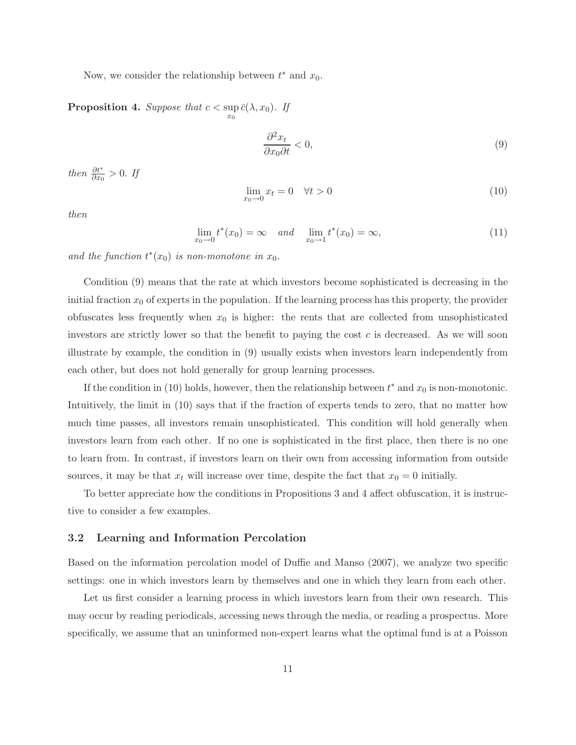Now, we consider the relationship between $t^*$ and $x_0$.

**Proposition 4.** *Suppose that* $c < \sup_{x_0} \bar{c}(\lambda, x_0)$. *If*

$$\frac{\partial^2 x_t}{\partial x_0 \partial t} < 0, \tag{9}$$

*then* $\frac{\partial t^*}{\partial x_0} > 0$. *If*

$$\lim_{x_0 \to 0} x_t = 0 \quad \forall t > 0 \tag{10}$$

*then*

$$\lim_{x_0 \to 0} t^*(x_0) = \infty \quad \text{and} \quad \lim_{x_0 \to 1} t^*(x_0) = \infty, \tag{11}$$

*and the function* $t^*(x_0)$ *is non-monotone in* $x_0$.

Condition (9) means that the rate at which investors become sophisticated is decreasing in the initial fraction $x_0$ of experts in the population. If the learning process has this property, the provider obfuscates less frequently when $x_0$ is higher: the rents that are collected from unsophisticated investors are strictly lower so that the benefit to paying the cost $c$ is decreased. As we will soon illustrate by example, the condition in (9) usually exists when investors learn independently from each other, but does not hold generally for group learning processes.

If the condition in (10) holds, however, then the relationship between $t^*$ and $x_0$ is non-monotonic. Intuitively, the limit in (10) says that if the fraction of experts tends to zero, that no matter how much time passes, all investors remain unsophisticated. This condition will hold generally when investors learn from each other. If no one is sophisticated in the first place, then there is no one to learn from. In contrast, if investors learn on their own from accessing information from outside sources, it may be that $x_t$ will increase over time, despite the fact that $x_0 = 0$ initially.

To better appreciate how the conditions in Propositions 3 and 4 affect obfuscation, it is instructive to consider a few examples.

### 3.2 Learning and Information Percolation

Based on the information percolation model of Duffie and Manso (2007), we analyze two specific settings: one in which investors learn by themselves and one in which they learn from each other.

Let us first consider a learning process in which investors learn from their own research. This may occur by reading periodicals, accessing news through the media, or reading a prospectus. More specifically, we assume that an uninformed non-expert learns what the optimal fund is at a Poisson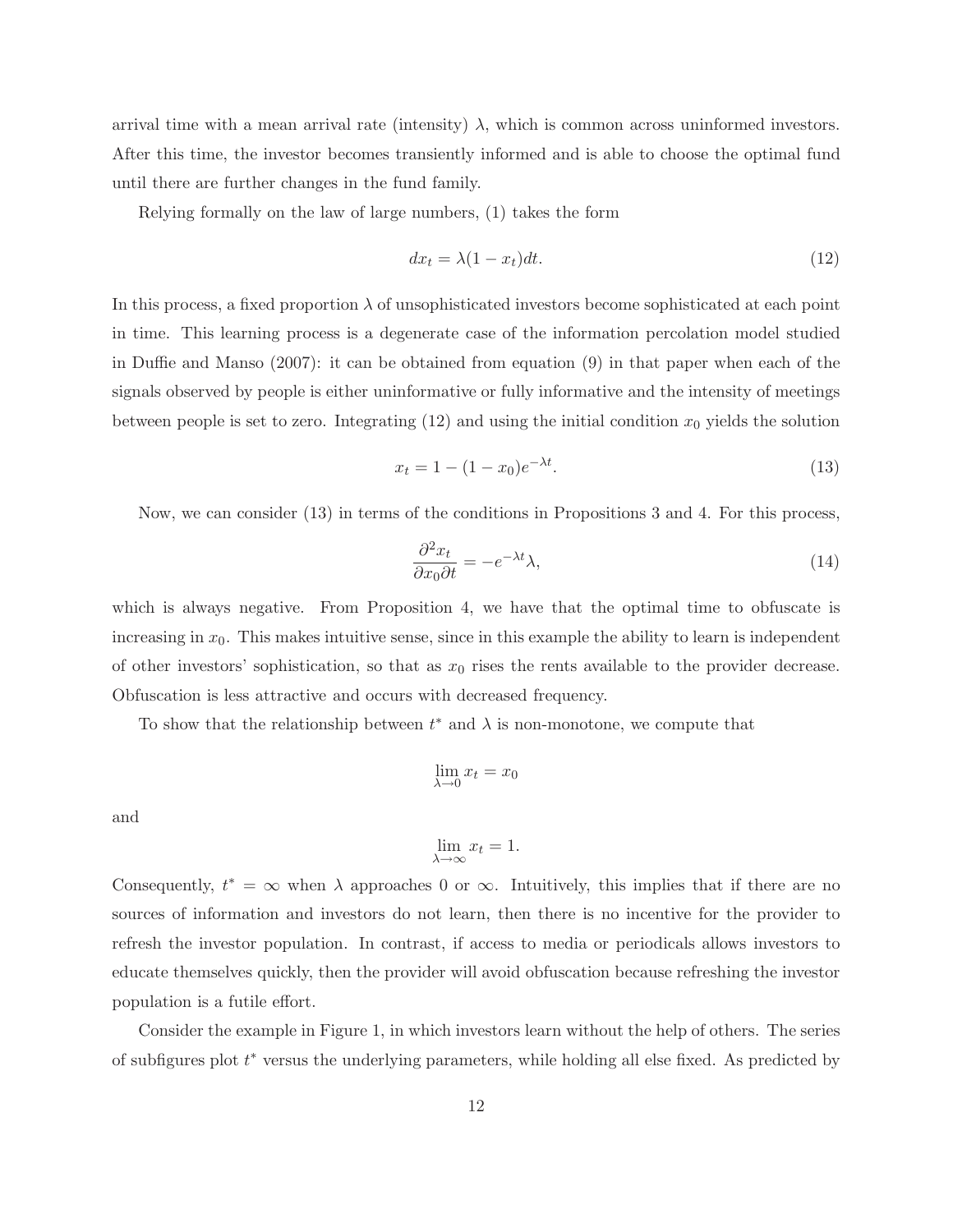arrival time with a mean arrival rate (intensity) $\lambda$, which is common across uninformed investors. After this time, the investor becomes transiently informed and is able to choose the optimal fund until there are further changes in the fund family.

Relying formally on the law of large numbers, (1) takes the form

$$dx_t = \lambda(1 - x_t)dt. \tag{12}$$

In this process, a fixed proportion $\lambda$ of unsophisticated investors become sophisticated at each point in time. This learning process is a degenerate case of the information percolation model studied in Duffie and Manso (2007): it can be obtained from equation (9) in that paper when each of the signals observed by people is either uninformative or fully informative and the intensity of meetings between people is set to zero. Integrating (12) and using the initial condition $x_0$ yields the solution

$$x_t = 1 - (1 - x_0)e^{-\lambda t}. \tag{13}$$

Now, we can consider (13) in terms of the conditions in Propositions 3 and 4. For this process,

$$\frac{\partial^2 x_t}{\partial x_0 \partial t} = -e^{-\lambda t}\lambda, \tag{14}$$

which is always negative. From Proposition 4, we have that the optimal time to obfuscate is increasing in $x_0$. This makes intuitive sense, since in this example the ability to learn is independent of other investors' sophistication, so that as $x_0$ rises the rents available to the provider decrease. Obfuscation is less attractive and occurs with decreased frequency.

To show that the relationship between $t^*$ and $\lambda$ is non-monotone, we compute that

$$\lim_{\lambda \to 0} x_t = x_0$$

and

$$\lim_{\lambda \to \infty} x_t = 1.$$

Consequently, $t^* = \infty$ when $\lambda$ approaches 0 or $\infty$. Intuitively, this implies that if there are no sources of information and investors do not learn, then there is no incentive for the provider to refresh the investor population. In contrast, if access to media or periodicals allows investors to educate themselves quickly, then the provider will avoid obfuscation because refreshing the investor population is a futile effort.

Consider the example in Figure 1, in which investors learn without the help of others. The series of subfigures plot $t^*$ versus the underlying parameters, while holding all else fixed. As predicted by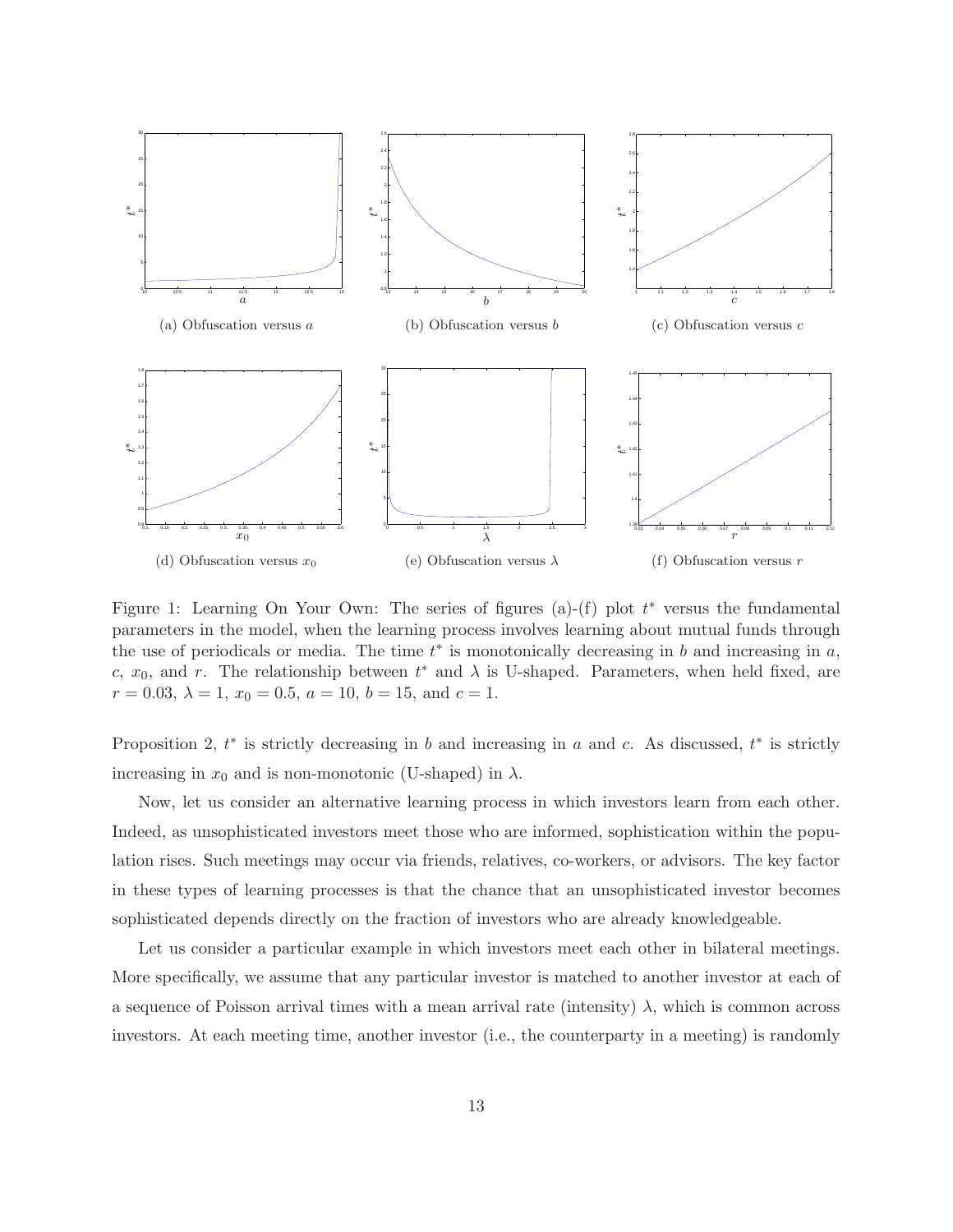(a) Obfuscation versus $a$

(b) Obfuscation versus $b$

(c) Obfuscation versus $c$

(d) Obfuscation versus $x_0$

(e) Obfuscation versus $\lambda$

(f) Obfuscation versus $r$

Figure 1: Learning On Your Own: The series of figures (a)-(f) plot $t^*$ versus the fundamental parameters in the model, when the learning process involves learning about mutual funds through the use of periodicals or media. The time $t^*$ is monotonically decreasing in $b$ and increasing in $a$, $c$, $x_0$, and $r$. The relationship between $t^*$ and $\lambda$ is U-shaped. Parameters, when held fixed, are $r = 0.03$, $\lambda = 1$, $x_0 = 0.5$, $a = 10$, $b = 15$, and $c = 1$.

Proposition 2, $t^*$ is strictly decreasing in $b$ and increasing in $a$ and $c$. As discussed, $t^*$ is strictly increasing in $x_0$ and is non-monotonic (U-shaped) in $\lambda$.

Now, let us consider an alternative learning process in which investors learn from each other. Indeed, as unsophisticated investors meet those who are informed, sophistication within the population rises. Such meetings may occur via friends, relatives, co-workers, or advisors. The key factor in these types of learning processes is that the chance that an unsophisticated investor becomes sophisticated depends directly on the fraction of investors who are already knowledgeable.

Let us consider a particular example in which investors meet each other in bilateral meetings. More specifically, we assume that any particular investor is matched to another investor at each of a sequence of Poisson arrival times with a mean arrival rate (intensity) $\lambda$, which is common across investors. At each meeting time, another investor (i.e., the counterparty in a meeting) is randomly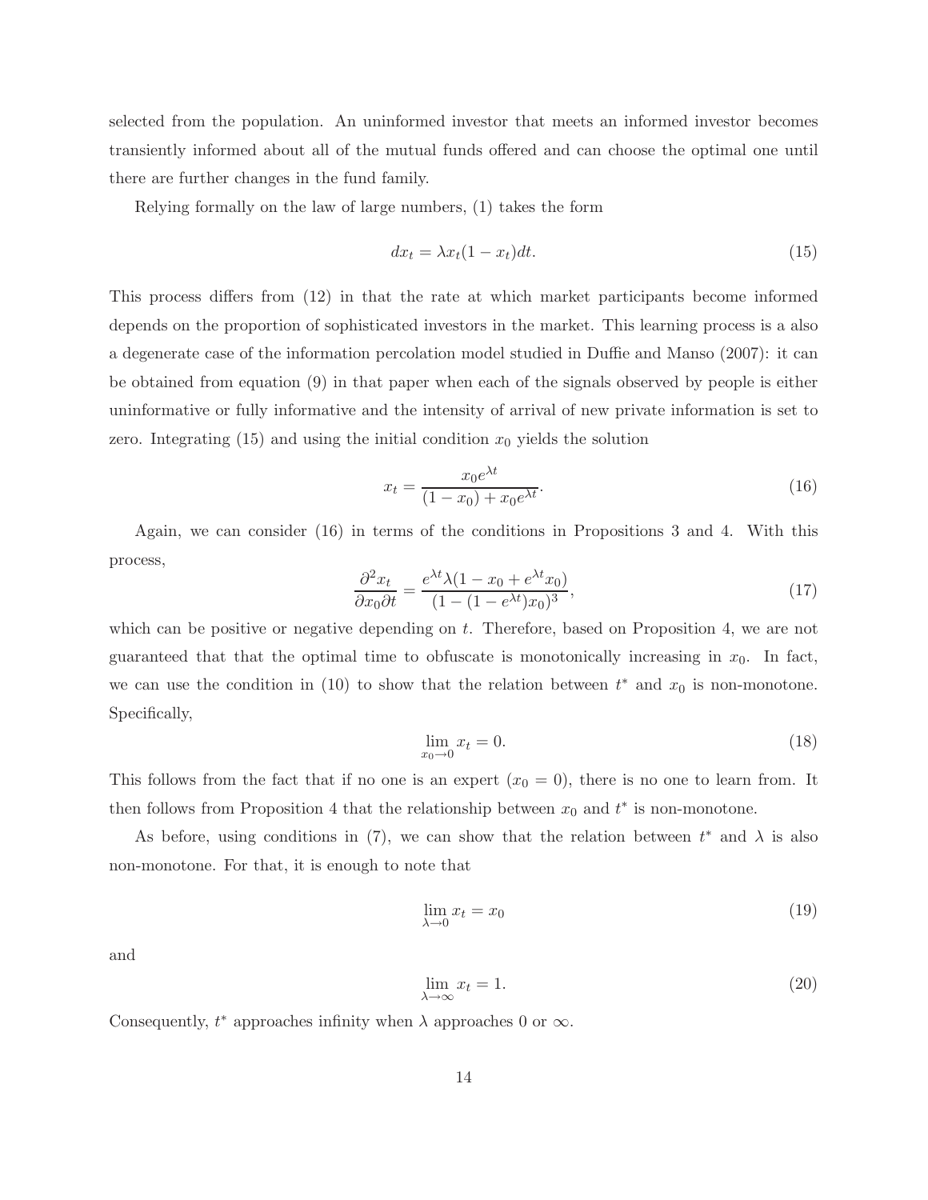selected from the population. An uninformed investor that meets an informed investor becomes transiently informed about all of the mutual funds offered and can choose the optimal one until there are further changes in the fund family.

Relying formally on the law of large numbers, (1) takes the form

$$dx_t = \lambda x_t(1 - x_t)dt. \tag{15}$$

This process differs from (12) in that the rate at which market participants become informed depends on the proportion of sophisticated investors in the market. This learning process is a also a degenerate case of the information percolation model studied in Duffie and Manso (2007): it can be obtained from equation (9) in that paper when each of the signals observed by people is either uninformative or fully informative and the intensity of arrival of new private information is set to zero. Integrating (15) and using the initial condition $x_0$ yields the solution

$$x_t = \frac{x_0 e^{\lambda t}}{(1 - x_0) + x_0 e^{\lambda t}}. \tag{16}$$

Again, we can consider (16) in terms of the conditions in Propositions 3 and 4. With this process,

$$\frac{\partial^2 x_t}{\partial x_0 \partial t} = \frac{e^{\lambda t}\lambda(1 - x_0 + e^{\lambda t}x_0)}{(1 - (1 - e^{\lambda t})x_0)^3}, \tag{17}$$

which can be positive or negative depending on $t$. Therefore, based on Proposition 4, we are not guaranteed that that the optimal time to obfuscate is monotonically increasing in $x_0$. In fact, we can use the condition in (10) to show that the relation between $t^*$ and $x_0$ is non-monotone. Specifically,

$$\lim_{x_0 \to 0} x_t = 0. \tag{18}$$

This follows from the fact that if no one is an expert ($x_0 = 0$), there is no one to learn from. It then follows from Proposition 4 that the relationship between $x_0$ and $t^*$ is non-monotone.

As before, using conditions in (7), we can show that the relation between $t^*$ and $\lambda$ is also non-monotone. For that, it is enough to note that

$$\lim_{\lambda \to 0} x_t = x_0 \tag{19}$$

and

$$\lim_{\lambda \to \infty} x_t = 1. \tag{20}$$

Consequently, $t^*$ approaches infinity when $\lambda$ approaches 0 or $\infty$.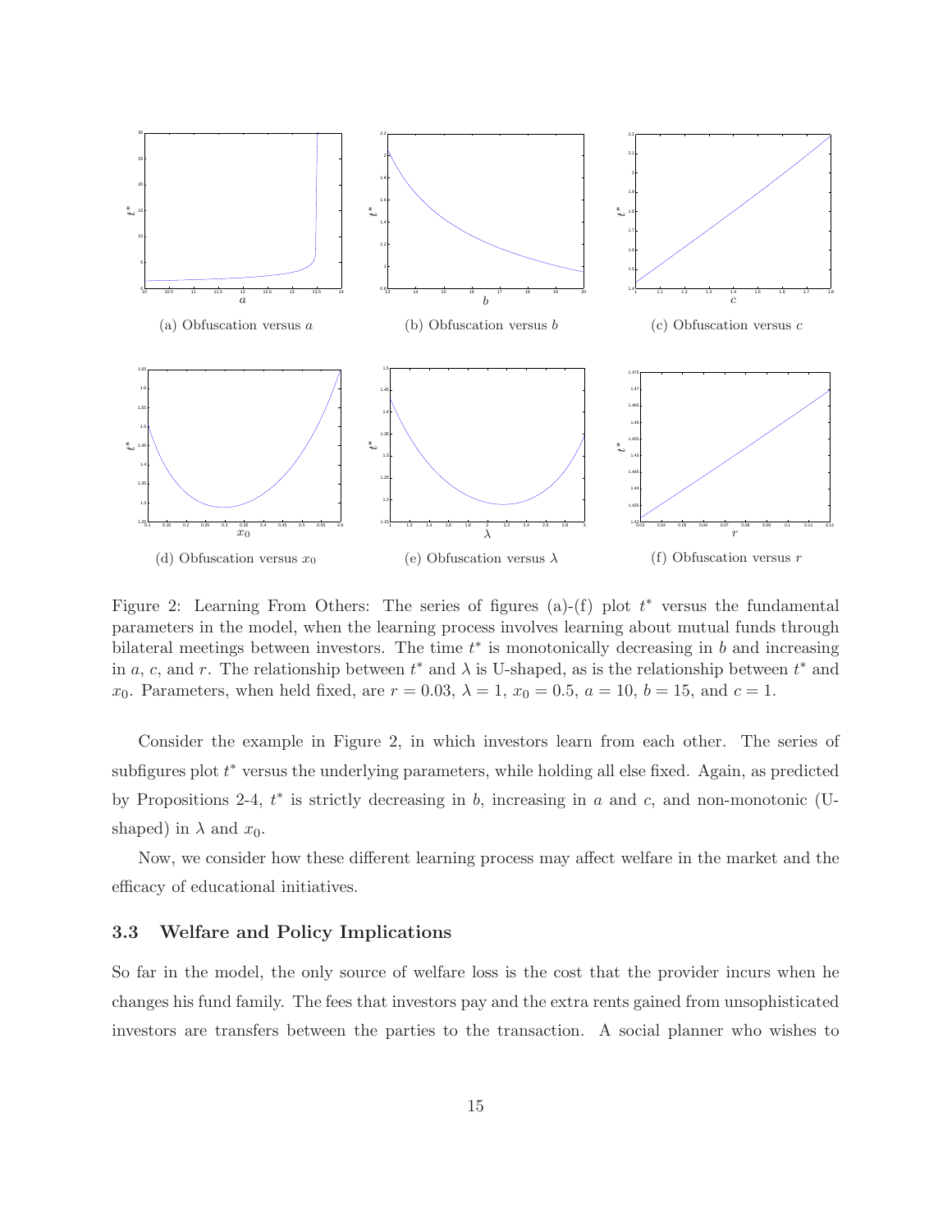(a) Obfuscation versus $a$

(b) Obfuscation versus $b$

(c) Obfuscation versus $c$

(d) Obfuscation versus $x_0$

(e) Obfuscation versus $\lambda$

(f) Obfuscation versus $r$

Figure 2: Learning From Others: The series of figures (a)-(f) plot $t^*$ versus the fundamental parameters in the model, when the learning process involves learning about mutual funds through bilateral meetings between investors. The time $t^*$ is monotonically decreasing in $b$ and increasing in $a$, $c$, and $r$. The relationship between $t^*$ and $\lambda$ is U-shaped, as is the relationship between $t^*$ and $x_0$. Parameters, when held fixed, are $r = 0.03$, $\lambda = 1$, $x_0 = 0.5$, $a = 10$, $b = 15$, and $c = 1$.

Consider the example in Figure 2, in which investors learn from each other. The series of subfigures plot $t^*$ versus the underlying parameters, while holding all else fixed. Again, as predicted by Propositions 2-4, $t^*$ is strictly decreasing in $b$, increasing in $a$ and $c$, and non-monotonic (U-shaped) in $\lambda$ and $x_0$.

Now, we consider how these different learning process may affect welfare in the market and the efficacy of educational initiatives.

### 3.3 Welfare and Policy Implications

So far in the model, the only source of welfare loss is the cost that the provider incurs when he changes his fund family. The fees that investors pay and the extra rents gained from unsophisticated investors are transfers between the parties to the transaction. A social planner who wishes to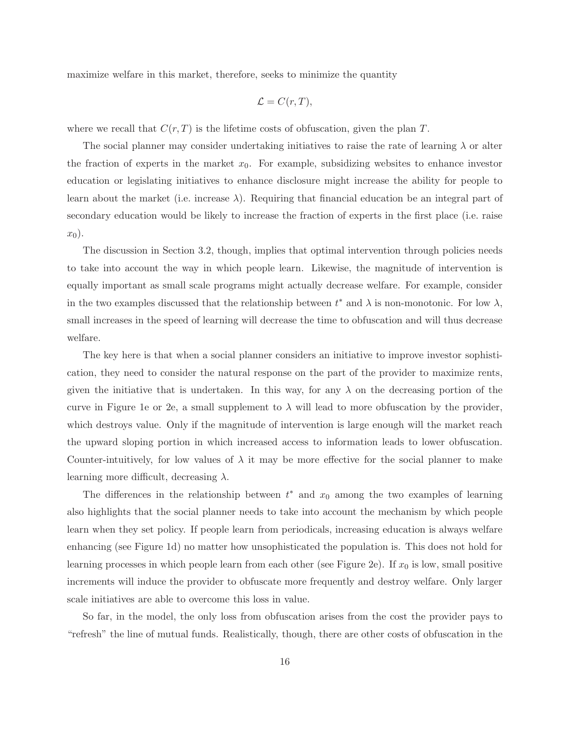maximize welfare in this market, therefore, seeks to minimize the quantity

$$\mathcal{L} = C(r, T),$$

where we recall that $C(r, T)$ is the lifetime costs of obfuscation, given the plan $T$.

The social planner may consider undertaking initiatives to raise the rate of learning $\lambda$ or alter the fraction of experts in the market $x_0$. For example, subsidizing websites to enhance investor education or legislating initiatives to enhance disclosure might increase the ability for people to learn about the market (i.e. increase $\lambda$). Requiring that financial education be an integral part of secondary education would be likely to increase the fraction of experts in the first place (i.e. raise $x_0$).

The discussion in Section 3.2, though, implies that optimal intervention through policies needs to take into account the way in which people learn. Likewise, the magnitude of intervention is equally important as small scale programs might actually decrease welfare. For example, consider in the two examples discussed that the relationship between $t^*$ and $\lambda$ is non-monotonic. For low $\lambda$, small increases in the speed of learning will decrease the time to obfuscation and will thus decrease welfare.

The key here is that when a social planner considers an initiative to improve investor sophistication, they need to consider the natural response on the part of the provider to maximize rents, given the initiative that is undertaken. In this way, for any $\lambda$ on the decreasing portion of the curve in Figure 1e or 2e, a small supplement to $\lambda$ will lead to more obfuscation by the provider, which destroys value. Only if the magnitude of intervention is large enough will the market reach the upward sloping portion in which increased access to information leads to lower obfuscation. Counter-intuitively, for low values of $\lambda$ it may be more effective for the social planner to make learning more difficult, decreasing $\lambda$.

The differences in the relationship between $t^*$ and $x_0$ among the two examples of learning also highlights that the social planner needs to take into account the mechanism by which people learn when they set policy. If people learn from periodicals, increasing education is always welfare enhancing (see Figure 1d) no matter how unsophisticated the population is. This does not hold for learning processes in which people learn from each other (see Figure 2e). If $x_0$ is low, small positive increments will induce the provider to obfuscate more frequently and destroy welfare. Only larger scale initiatives are able to overcome this loss in value.

So far, in the model, the only loss from obfuscation arises from the cost the provider pays to "refresh" the line of mutual funds. Realistically, though, there are other costs of obfuscation in the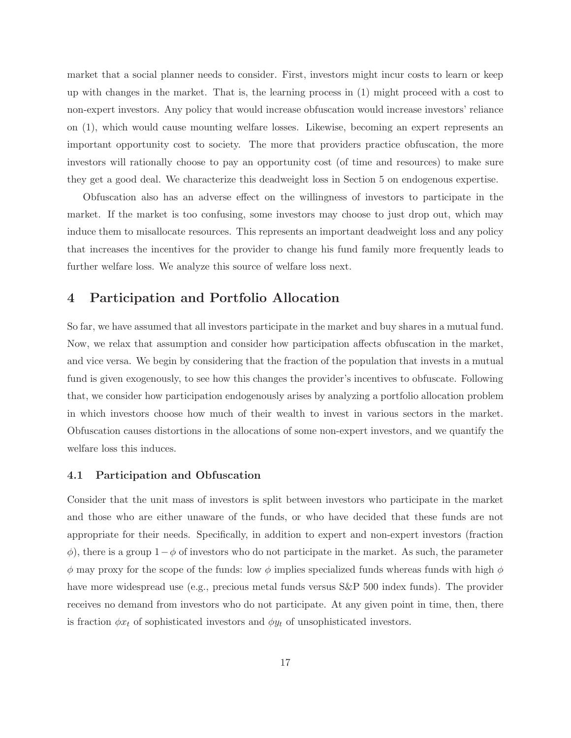market that a social planner needs to consider. First, investors might incur costs to learn or keep up with changes in the market. That is, the learning process in (1) might proceed with a cost to non-expert investors. Any policy that would increase obfuscation would increase investors' reliance on (1), which would cause mounting welfare losses. Likewise, becoming an expert represents an important opportunity cost to society. The more that providers practice obfuscation, the more investors will rationally choose to pay an opportunity cost (of time and resources) to make sure they get a good deal. We characterize this deadweight loss in Section 5 on endogenous expertise.

Obfuscation also has an adverse effect on the willingness of investors to participate in the market. If the market is too confusing, some investors may choose to just drop out, which may induce them to misallocate resources. This represents an important deadweight loss and any policy that increases the incentives for the provider to change his fund family more frequently leads to further welfare loss. We analyze this source of welfare loss next.

## 4 Participation and Portfolio Allocation

So far, we have assumed that all investors participate in the market and buy shares in a mutual fund. Now, we relax that assumption and consider how participation affects obfuscation in the market, and vice versa. We begin by considering that the fraction of the population that invests in a mutual fund is given exogenously, to see how this changes the provider's incentives to obfuscate. Following that, we consider how participation endogenously arises by analyzing a portfolio allocation problem in which investors choose how much of their wealth to invest in various sectors in the market. Obfuscation causes distortions in the allocations of some non-expert investors, and we quantify the welfare loss this induces.

### 4.1 Participation and Obfuscation

Consider that the unit mass of investors is split between investors who participate in the market and those who are either unaware of the funds, or who have decided that these funds are not appropriate for their needs. Specifically, in addition to expert and non-expert investors (fraction $\phi$), there is a group $1-\phi$ of investors who do not participate in the market. As such, the parameter $\phi$ may proxy for the scope of the funds: low $\phi$ implies specialized funds whereas funds with high $\phi$ have more widespread use (e.g., precious metal funds versus S&P 500 index funds). The provider receives no demand from investors who do not participate. At any given point in time, then, there is fraction $\phi x_t$ of sophisticated investors and $\phi y_t$ of unsophisticated investors.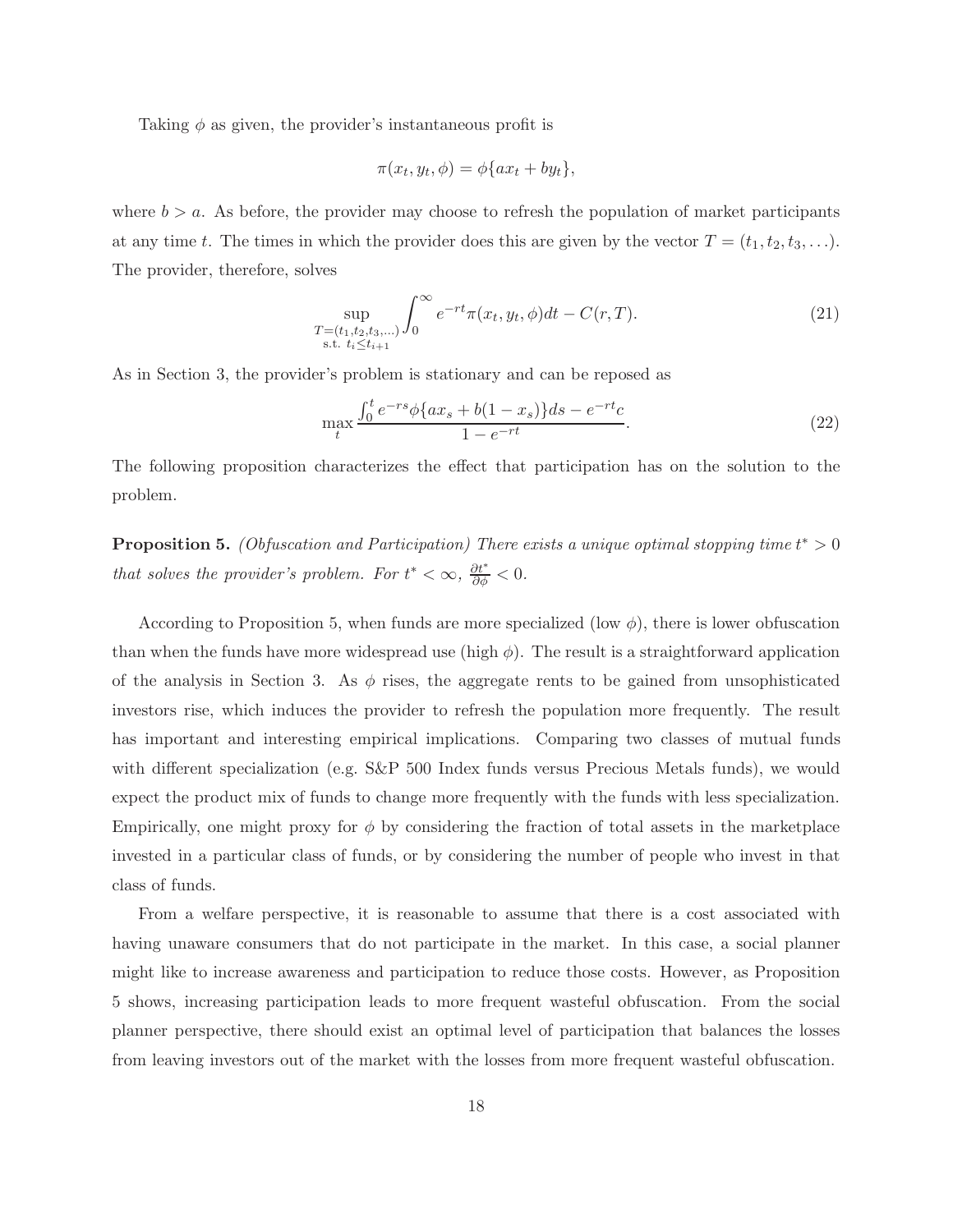Taking $\phi$ as given, the provider's instantaneous profit is

$$\pi(x_t, y_t, \phi) = \phi\{ax_t + by_t\},$$

where $b > a$. As before, the provider may choose to refresh the population of market participants at any time $t$. The times in which the provider does this are given by the vector $T = (t_1, t_2, t_3, \ldots)$. The provider, therefore, solves

$$\sup_{\substack{T=(t_1,t_2,t_3,\ldots) \\ \text{s.t. } t_i \leq t_{i+1}}} \int_0^\infty e^{-rt}\pi(x_t, y_t, \phi)dt - C(r, T). \tag{21}$$

As in Section 3, the provider's problem is stationary and can be reposed as

$$\max_t \frac{\int_0^t e^{-rs}\phi\{ax_s + b(1-x_s)\}ds - e^{-rt}c}{1 - e^{-rt}}. \tag{22}$$

The following proposition characterizes the effect that participation has on the solution to the problem.

**Proposition 5.** *(Obfuscation and Participation) There exists a unique optimal stopping time $t^* > 0$ that solves the provider's problem. For $t^* < \infty$, $\frac{\partial t^*}{\partial \phi} < 0$.*

According to Proposition 5, when funds are more specialized (low $\phi$), there is lower obfuscation than when the funds have more widespread use (high $\phi$). The result is a straightforward application of the analysis in Section 3. As $\phi$ rises, the aggregate rents to be gained from unsophisticated investors rise, which induces the provider to refresh the population more frequently. The result has important and interesting empirical implications. Comparing two classes of mutual funds with different specialization (e.g. S&P 500 Index funds versus Precious Metals funds), we would expect the product mix of funds to change more frequently with the funds with less specialization. Empirically, one might proxy for $\phi$ by considering the fraction of total assets in the marketplace invested in a particular class of funds, or by considering the number of people who invest in that class of funds.

From a welfare perspective, it is reasonable to assume that there is a cost associated with having unaware consumers that do not participate in the market. In this case, a social planner might like to increase awareness and participation to reduce those costs. However, as Proposition 5 shows, increasing participation leads to more frequent wasteful obfuscation. From the social planner perspective, there should exist an optimal level of participation that balances the losses from leaving investors out of the market with the losses from more frequent wasteful obfuscation.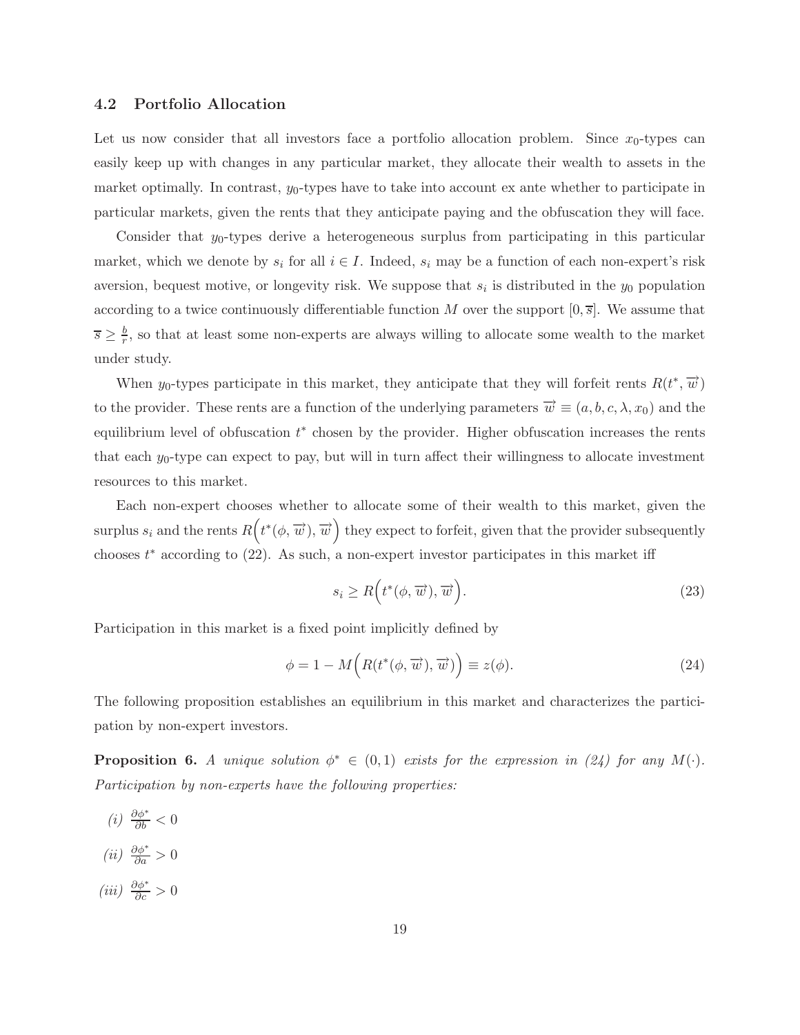### 4.2 Portfolio Allocation

Let us now consider that all investors face a portfolio allocation problem. Since $x_0$-types can easily keep up with changes in any particular market, they allocate their wealth to assets in the market optimally. In contrast, $y_0$-types have to take into account ex ante whether to participate in particular markets, given the rents that they anticipate paying and the obfuscation they will face.

Consider that $y_0$-types derive a heterogeneous surplus from participating in this particular market, which we denote by $s_i$ for all $i \in I$. Indeed, $s_i$ may be a function of each non-expert's risk aversion, bequest motive, or longevity risk. We suppose that $s_i$ is distributed in the $y_0$ population according to a twice continuously differentiable function $M$ over the support $[0, \overline{s}]$. We assume that $\overline{s} \geq \frac{b}{r}$, so that at least some non-experts are always willing to allocate some wealth to the market under study.

When $y_0$-types participate in this market, they anticipate that they will forfeit rents $R(t^*, \overrightarrow{w})$ to the provider. These rents are a function of the underlying parameters $\overrightarrow{w} \equiv (a, b, c, \lambda, x_0)$ and the equilibrium level of obfuscation $t^*$ chosen by the provider. Higher obfuscation increases the rents that each $y_0$-type can expect to pay, but will in turn affect their willingness to allocate investment resources to this market.

Each non-expert chooses whether to allocate some of their wealth to this market, given the surplus $s_i$ and the rents $R\Big(t^*(\phi, \overrightarrow{w}), \overrightarrow{w}\Big)$ they expect to forfeit, given that the provider subsequently chooses $t^*$ according to (22). As such, a non-expert investor participates in this market iff

$$s_i \geq R\Big(t^*(\phi, \overrightarrow{w}), \overrightarrow{w}\Big). \tag{23}$$

Participation in this market is a fixed point implicitly defined by

$$\phi = 1 - M\Big(R(t^*(\phi, \overrightarrow{w}), \overrightarrow{w})\Big) \equiv z(\phi). \tag{24}$$

The following proposition establishes an equilibrium in this market and characterizes the participation by non-expert investors.

**Proposition 6.** *A unique solution $\phi^* \in (0, 1)$ exists for the expression in (24) for any $M(\cdot)$. Participation by non-experts have the following properties:*

*(i)* $\frac{\partial \phi^*}{\partial b} < 0$

*(ii)* $\frac{\partial \phi^*}{\partial a} > 0$

*(iii)* $\frac{\partial \phi^*}{\partial c} > 0$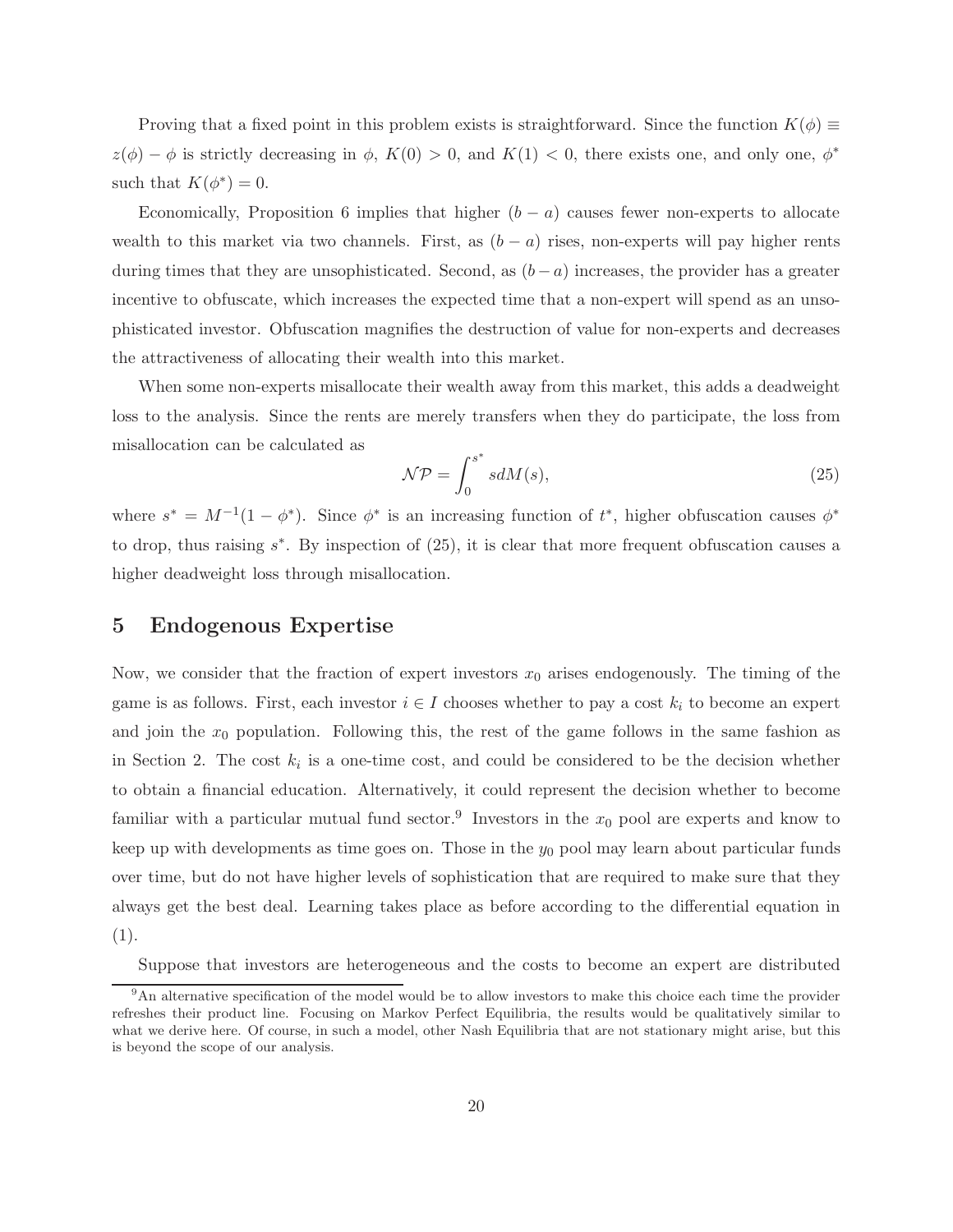Proving that a fixed point in this problem exists is straightforward. Since the function $K(\phi) \equiv z(\phi) - \phi$ is strictly decreasing in $\phi$, $K(0) > 0$, and $K(1) < 0$, there exists one, and only one, $\phi^*$ such that $K(\phi^*) = 0$.

Economically, Proposition 6 implies that higher $(b - a)$ causes fewer non-experts to allocate wealth to this market via two channels. First, as $(b - a)$ rises, non-experts will pay higher rents during times that they are unsophisticated. Second, as $(b - a)$ increases, the provider has a greater incentive to obfuscate, which increases the expected time that a non-expert will spend as an unsophisticated investor. Obfuscation magnifies the destruction of value for non-experts and decreases the attractiveness of allocating their wealth into this market.

When some non-experts misallocate their wealth away from this market, this adds a deadweight loss to the analysis. Since the rents are merely transfers when they do participate, the loss from misallocation can be calculated as

$$\mathcal{NP} = \int_0^{s^*} s dM(s), \tag{25}$$

where $s^* = M^{-1}(1 - \phi^*)$. Since $\phi^*$ is an increasing function of $t^*$, higher obfuscation causes $\phi^*$ to drop, thus raising $s^*$. By inspection of (25), it is clear that more frequent obfuscation causes a higher deadweight loss through misallocation.

## 5 Endogenous Expertise

Now, we consider that the fraction of expert investors $x_0$ arises endogenously. The timing of the game is as follows. First, each investor $i \in I$ chooses whether to pay a cost $k_i$ to become an expert and join the $x_0$ population. Following this, the rest of the game follows in the same fashion as in Section 2. The cost $k_i$ is a one-time cost, and could be considered to be the decision whether to obtain a financial education. Alternatively, it could represent the decision whether to become familiar with a particular mutual fund sector.[9] Investors in the $x_0$ pool are experts and know to keep up with developments as time goes on. Those in the $y_0$ pool may learn about particular funds over time, but do not have higher levels of sophistication that are required to make sure that they always get the best deal. Learning takes place as before according to the differential equation in (1).

Suppose that investors are heterogeneous and the costs to become an expert are distributed

[9]An alternative specification of the model would be to allow investors to make this choice each time the provider refreshes their product line. Focusing on Markov Perfect Equilibria, the results would be qualitatively similar to what we derive here. Of course, in such a model, other Nash Equilibria that are not stationary might arise, but this is beyond the scope of our analysis.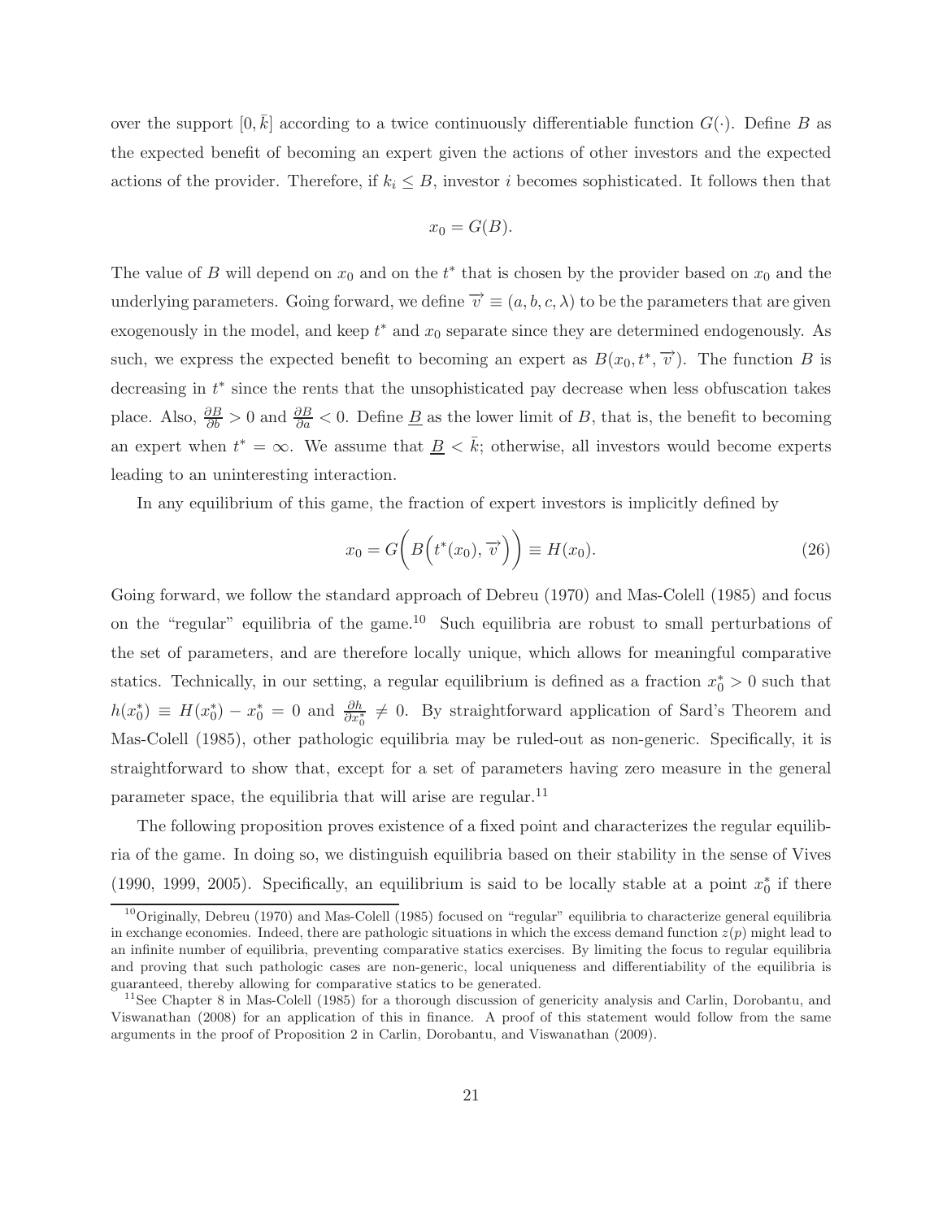over the support $[0, \bar{k}]$ according to a twice continuously differentiable function $G(\cdot)$. Define $B$ as the expected benefit of becoming an expert given the actions of other investors and the expected actions of the provider. Therefore, if $k_i \leq B$, investor $i$ becomes sophisticated. It follows then that

$$x_0 = G(B).$$

The value of $B$ will depend on $x_0$ and on the $t^*$ that is chosen by the provider based on $x_0$ and the underlying parameters. Going forward, we define $\overrightarrow{v} \equiv (a, b, c, \lambda)$ to be the parameters that are given exogenously in the model, and keep $t^*$ and $x_0$ separate since they are determined endogenously. As such, we express the expected benefit to becoming an expert as $B(x_0, t^*, \overrightarrow{v})$. The function $B$ is decreasing in $t^*$ since the rents that the unsophisticated pay decrease when less obfuscation takes place. Also, $\frac{\partial B}{\partial b} > 0$ and $\frac{\partial B}{\partial a} < 0$. Define $\underline{B}$ as the lower limit of $B$, that is, the benefit to becoming an expert when $t^* = \infty$. We assume that $\underline{B} < \bar{k}$; otherwise, all investors would become experts leading to an uninteresting interaction.

In any equilibrium of this game, the fraction of expert investors is implicitly defined by

$$x_0 = G\Big(B\Big(t^*(x_0), \overrightarrow{v}\Big)\Big) \equiv H(x_0). \tag{26}$$

Going forward, we follow the standard approach of Debreu (1970) and Mas-Colell (1985) and focus on the "regular" equilibria of the game.[10] Such equilibria are robust to small perturbations of the set of parameters, and are therefore locally unique, which allows for meaningful comparative statics. Technically, in our setting, a regular equilibrium is defined as a fraction $x_0^* > 0$ such that $h(x_0^*) \equiv H(x_0^*) - x_0^* = 0$ and $\frac{\partial h}{\partial x_0^*} \neq 0$. By straightforward application of Sard's Theorem and Mas-Colell (1985), other pathologic equilibria may be ruled-out as non-generic. Specifically, it is straightforward to show that, except for a set of parameters having zero measure in the general parameter space, the equilibria that will arise are regular.[11]

The following proposition proves existence of a fixed point and characterizes the regular equilibria of the game. In doing so, we distinguish equilibria based on their stability in the sense of Vives (1990, 1999, 2005). Specifically, an equilibrium is said to be locally stable at a point $x_0^*$ if there

[10] Originally, Debreu (1970) and Mas-Colell (1985) focused on "regular" equilibria to characterize general equilibria in exchange economies. Indeed, there are pathologic situations in which the excess demand function $z(p)$ might lead to an infinite number of equilibria, preventing comparative statics exercises. By limiting the focus to regular equilibria and proving that such pathologic cases are non-generic, local uniqueness and differentiability of the equilibria is guaranteed, thereby allowing for comparative statics to be generated.

[11] See Chapter 8 in Mas-Colell (1985) for a thorough discussion of genericity analysis and Carlin, Dorobantu, and Viswanathan (2008) for an application of this in finance. A proof of this statement would follow from the same arguments in the proof of Proposition 2 in Carlin, Dorobantu, and Viswanathan (2009).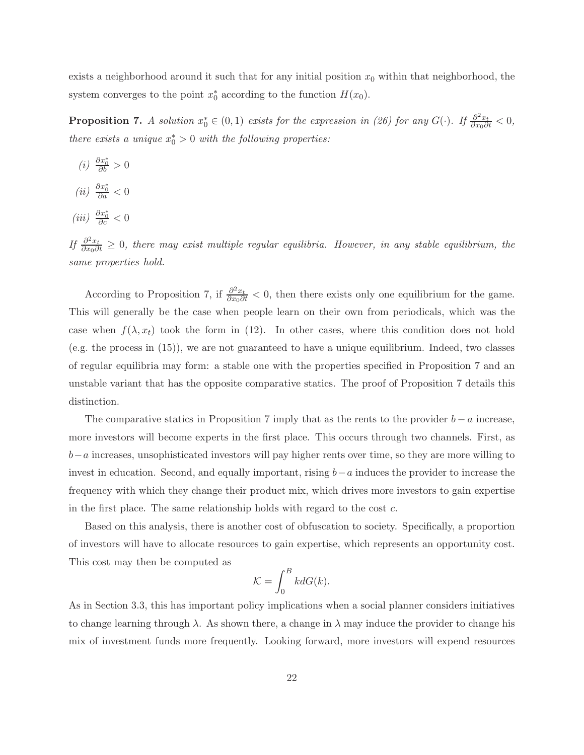exists a neighborhood around it such that for any initial position $x_0$ within that neighborhood, the system converges to the point $x_0^*$ according to the function $H(x_0)$.

**Proposition 7.** *A solution $x_0^* \in (0,1)$ exists for the expression in (26) for any $G(\cdot)$. If $\frac{\partial^2 x_t}{\partial x_0 \partial t} < 0$, there exists a unique $x_0^* > 0$ with the following properties:*

*(i)* $\frac{\partial x_0^*}{\partial b} > 0$

*(ii)* $\frac{\partial x_0^*}{\partial a} < 0$

*(iii)* $\frac{\partial x_0^*}{\partial c} < 0$

*If $\frac{\partial^2 x_t}{\partial x_0 \partial t} \geq 0$, there may exist multiple regular equilibria. However, in any stable equilibrium, the same properties hold.*

According to Proposition 7, if $\frac{\partial^2 x_t}{\partial x_0 \partial t} < 0$, then there exists only one equilibrium for the game. This will generally be the case when people learn on their own from periodicals, which was the case when $f(\lambda, x_t)$ took the form in (12). In other cases, where this condition does not hold (e.g. the process in (15)), we are not guaranteed to have a unique equilibrium. Indeed, two classes of regular equilibria may form: a stable one with the properties specified in Proposition 7 and an unstable variant that has the opposite comparative statics. The proof of Proposition 7 details this distinction.

The comparative statics in Proposition 7 imply that as the rents to the provider $b - a$ increase, more investors will become experts in the first place. This occurs through two channels. First, as $b - a$ increases, unsophisticated investors will pay higher rents over time, so they are more willing to invest in education. Second, and equally important, rising $b - a$ induces the provider to increase the frequency with which they change their product mix, which drives more investors to gain expertise in the first place. The same relationship holds with regard to the cost $c$.

Based on this analysis, there is another cost of obfuscation to society. Specifically, a proportion of investors will have to allocate resources to gain expertise, which represents an opportunity cost. This cost may then be computed as

$$\mathcal{K} = \int_0^B k dG(k).$$

As in Section 3.3, this has important policy implications when a social planner considers initiatives to change learning through $\lambda$. As shown there, a change in $\lambda$ may induce the provider to change his mix of investment funds more frequently. Looking forward, more investors will expend resources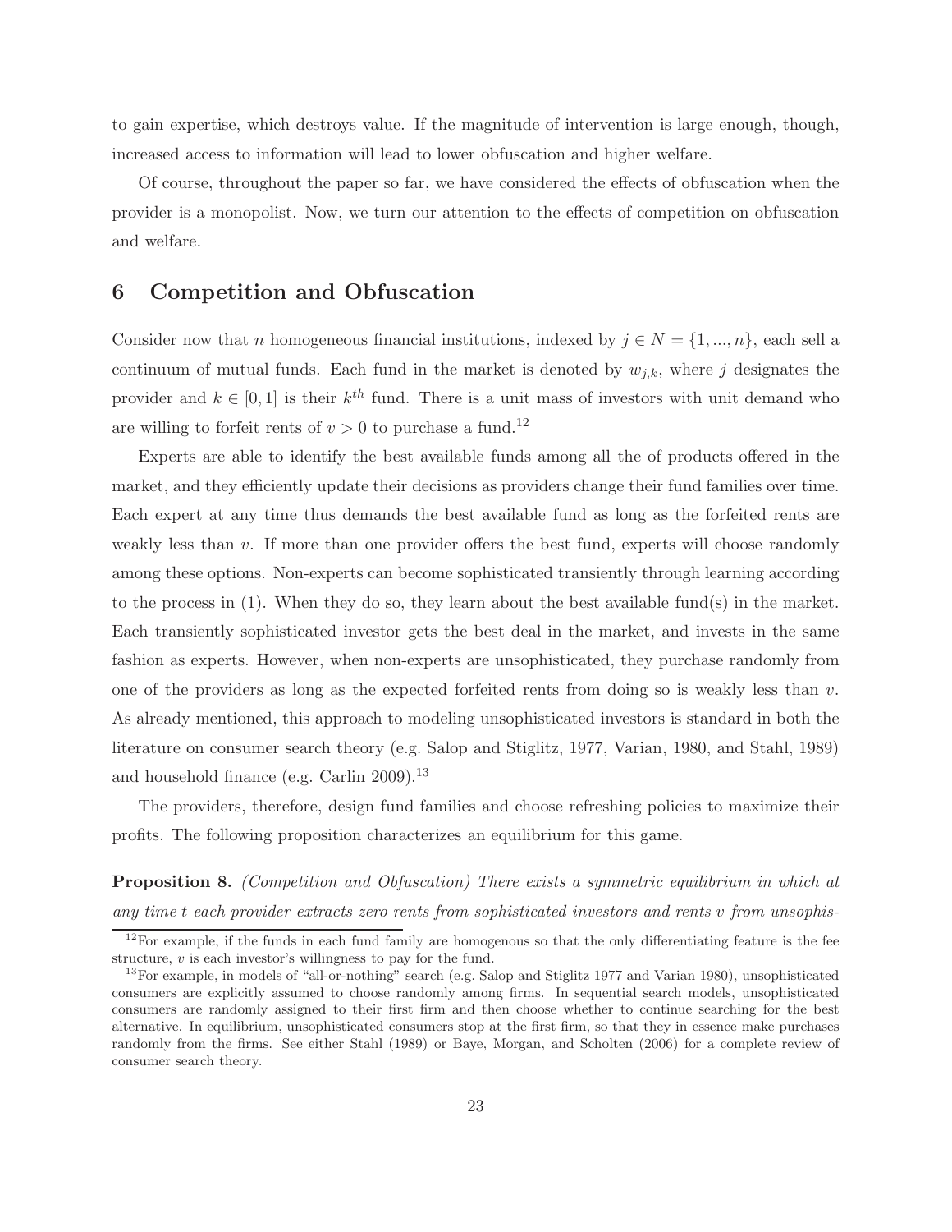to gain expertise, which destroys value. If the magnitude of intervention is large enough, though, increased access to information will lead to lower obfuscation and higher welfare.

Of course, throughout the paper so far, we have considered the effects of obfuscation when the provider is a monopolist. Now, we turn our attention to the effects of competition on obfuscation and welfare.

## 6 Competition and Obfuscation

Consider now that $n$ homogeneous financial institutions, indexed by $j \in N = \{1, ..., n\}$, each sell a continuum of mutual funds. Each fund in the market is denoted by $w_{j,k}$, where $j$ designates the provider and $k \in [0, 1]$ is their $k^{th}$ fund. There is a unit mass of investors with unit demand who are willing to forfeit rents of $v > 0$ to purchase a fund.[12]

Experts are able to identify the best available funds among all the of products offered in the market, and they efficiently update their decisions as providers change their fund families over time. Each expert at any time thus demands the best available fund as long as the forfeited rents are weakly less than $v$. If more than one provider offers the best fund, experts will choose randomly among these options. Non-experts can become sophisticated transiently through learning according to the process in (1). When they do so, they learn about the best available fund(s) in the market. Each transiently sophisticated investor gets the best deal in the market, and invests in the same fashion as experts. However, when non-experts are unsophisticated, they purchase randomly from one of the providers as long as the expected forfeited rents from doing so is weakly less than $v$. As already mentioned, this approach to modeling unsophisticated investors is standard in both the literature on consumer search theory (e.g. Salop and Stiglitz, 1977, Varian, 1980, and Stahl, 1989) and household finance (e.g. Carlin 2009).[13]

The providers, therefore, design fund families and choose refreshing policies to maximize their profits. The following proposition characterizes an equilibrium for this game.

**Proposition 8.** *(Competition and Obfuscation) There exists a symmetric equilibrium in which at any time $t$ each provider extracts zero rents from sophisticated investors and rents $v$ from unsophis-*

[12] For example, if the funds in each fund family are homogenous so that the only differentiating feature is the fee structure, $v$ is each investor's willingness to pay for the fund.

[13] For example, in models of "all-or-nothing" search (e.g. Salop and Stiglitz 1977 and Varian 1980), unsophisticated consumers are explicitly assumed to choose randomly among firms. In sequential search models, unsophisticated consumers are randomly assigned to their first firm and then choose whether to continue searching for the best alternative. In equilibrium, unsophisticated consumers stop at the first firm, so that they in essence make purchases randomly from the firms. See either Stahl (1989) or Baye, Morgan, and Scholten (2006) for a complete review of consumer search theory.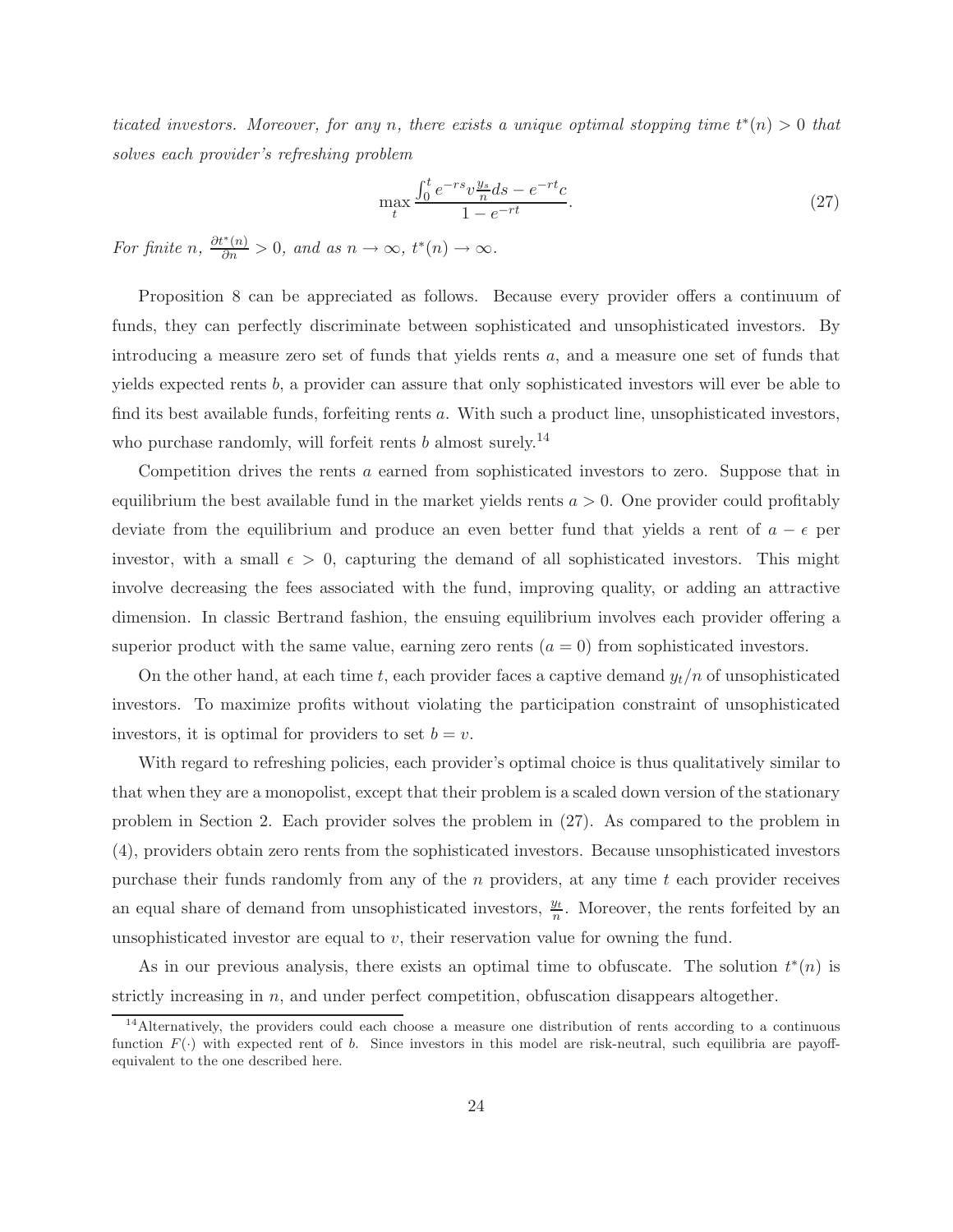*ticated investors. Moreover, for any $n$, there exists a unique optimal stopping time $t^*(n) > 0$ that solves each provider's refreshing problem*

$$\max_t \frac{\int_0^t e^{-rs} v \frac{y_s}{n} ds - e^{-rt} c}{1 - e^{-rt}}. \tag{27}$$

*For finite $n$, $\frac{\partial t^*(n)}{\partial n} > 0$, and as $n \to \infty$, $t^*(n) \to \infty$.*

Proposition 8 can be appreciated as follows. Because every provider offers a continuum of funds, they can perfectly discriminate between sophisticated and unsophisticated investors. By introducing a measure zero set of funds that yields rents $a$, and a measure one set of funds that yields expected rents $b$, a provider can assure that only sophisticated investors will ever be able to find its best available funds, forfeiting rents $a$. With such a product line, unsophisticated investors, who purchase randomly, will forfeit rents $b$ almost surely.[14]

Competition drives the rents $a$ earned from sophisticated investors to zero. Suppose that in equilibrium the best available fund in the market yields rents $a > 0$. One provider could profitably deviate from the equilibrium and produce an even better fund that yields a rent of $a - \epsilon$ per investor, with a small $\epsilon > 0$, capturing the demand of all sophisticated investors. This might involve decreasing the fees associated with the fund, improving quality, or adding an attractive dimension. In classic Bertrand fashion, the ensuing equilibrium involves each provider offering a superior product with the same value, earning zero rents ($a = 0$) from sophisticated investors.

On the other hand, at each time $t$, each provider faces a captive demand $y_t/n$ of unsophisticated investors. To maximize profits without violating the participation constraint of unsophisticated investors, it is optimal for providers to set $b = v$.

With regard to refreshing policies, each provider's optimal choice is thus qualitatively similar to that when they are a monopolist, except that their problem is a scaled down version of the stationary problem in Section 2. Each provider solves the problem in (27). As compared to the problem in (4), providers obtain zero rents from the sophisticated investors. Because unsophisticated investors purchase their funds randomly from any of the $n$ providers, at any time $t$ each provider receives an equal share of demand from unsophisticated investors, $\frac{y_t}{n}$. Moreover, the rents forfeited by an unsophisticated investor are equal to $v$, their reservation value for owning the fund.

As in our previous analysis, there exists an optimal time to obfuscate. The solution $t^*(n)$ is strictly increasing in $n$, and under perfect competition, obfuscation disappears altogether.

[14] Alternatively, the providers could each choose a measure one distribution of rents according to a continuous function $F(\cdot)$ with expected rent of $b$. Since investors in this model are risk-neutral, such equilibria are payoff-equivalent to the one described here.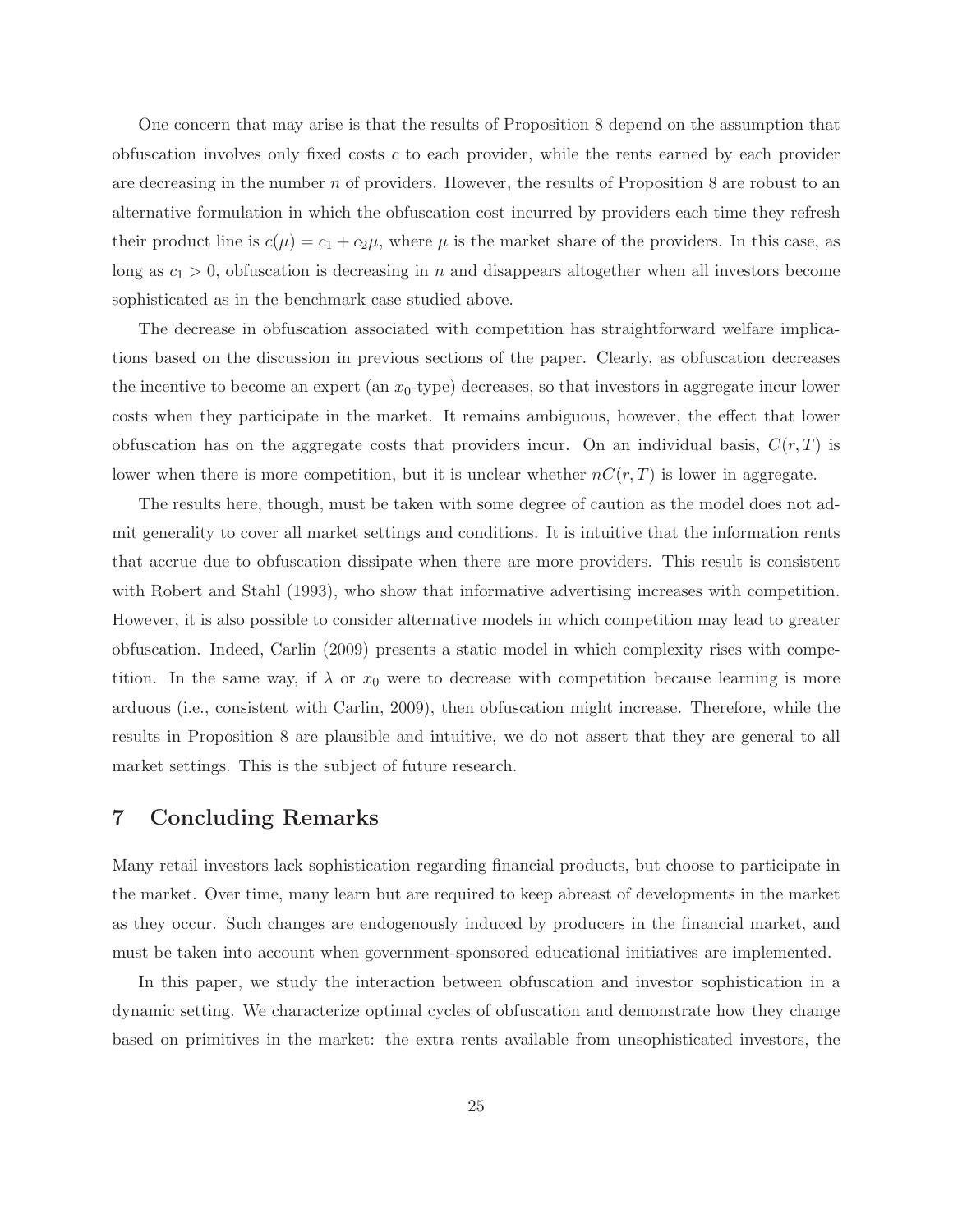One concern that may arise is that the results of Proposition 8 depend on the assumption that obfuscation involves only fixed costs $c$ to each provider, while the rents earned by each provider are decreasing in the number $n$ of providers. However, the results of Proposition 8 are robust to an alternative formulation in which the obfuscation cost incurred by providers each time they refresh their product line is $c(\mu) = c_1 + c_2\mu$, where $\mu$ is the market share of the providers. In this case, as long as $c_1 > 0$, obfuscation is decreasing in $n$ and disappears altogether when all investors become sophisticated as in the benchmark case studied above.

The decrease in obfuscation associated with competition has straightforward welfare implications based on the discussion in previous sections of the paper. Clearly, as obfuscation decreases the incentive to become an expert (an $x_0$-type) decreases, so that investors in aggregate incur lower costs when they participate in the market. It remains ambiguous, however, the effect that lower obfuscation has on the aggregate costs that providers incur. On an individual basis, $C(r, T)$ is lower when there is more competition, but it is unclear whether $nC(r, T)$ is lower in aggregate.

The results here, though, must be taken with some degree of caution as the model does not admit generality to cover all market settings and conditions. It is intuitive that the information rents that accrue due to obfuscation dissipate when there are more providers. This result is consistent with Robert and Stahl (1993), who show that informative advertising increases with competition. However, it is also possible to consider alternative models in which competition may lead to greater obfuscation. Indeed, Carlin (2009) presents a static model in which complexity rises with competition. In the same way, if $\lambda$ or $x_0$ were to decrease with competition because learning is more arduous (i.e., consistent with Carlin, 2009), then obfuscation might increase. Therefore, while the results in Proposition 8 are plausible and intuitive, we do not assert that they are general to all market settings. This is the subject of future research.

# 7 Concluding Remarks

Many retail investors lack sophistication regarding financial products, but choose to participate in the market. Over time, many learn but are required to keep abreast of developments in the market as they occur. Such changes are endogenously induced by producers in the financial market, and must be taken into account when government-sponsored educational initiatives are implemented.

In this paper, we study the interaction between obfuscation and investor sophistication in a dynamic setting. We characterize optimal cycles of obfuscation and demonstrate how they change based on primitives in the market: the extra rents available from unsophisticated investors, the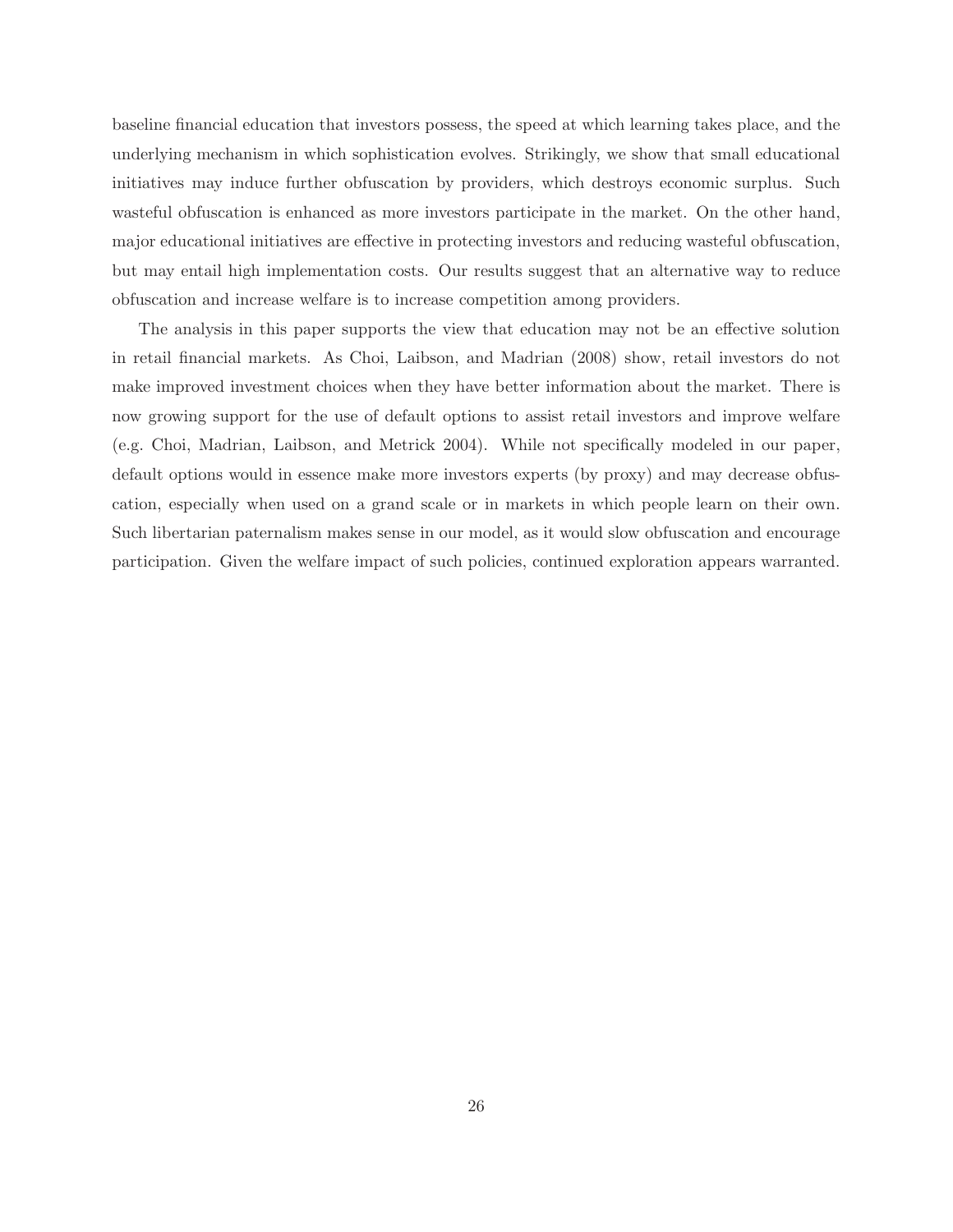baseline financial education that investors possess, the speed at which learning takes place, and the underlying mechanism in which sophistication evolves. Strikingly, we show that small educational initiatives may induce further obfuscation by providers, which destroys economic surplus. Such wasteful obfuscation is enhanced as more investors participate in the market. On the other hand, major educational initiatives are effective in protecting investors and reducing wasteful obfuscation, but may entail high implementation costs. Our results suggest that an alternative way to reduce obfuscation and increase welfare is to increase competition among providers.

The analysis in this paper supports the view that education may not be an effective solution in retail financial markets. As Choi, Laibson, and Madrian (2008) show, retail investors do not make improved investment choices when they have better information about the market. There is now growing support for the use of default options to assist retail investors and improve welfare (e.g. Choi, Madrian, Laibson, and Metrick 2004). While not specifically modeled in our paper, default options would in essence make more investors experts (by proxy) and may decrease obfuscation, especially when used on a grand scale or in markets in which people learn on their own. Such libertarian paternalism makes sense in our model, as it would slow obfuscation and encourage participation. Given the welfare impact of such policies, continued exploration appears warranted.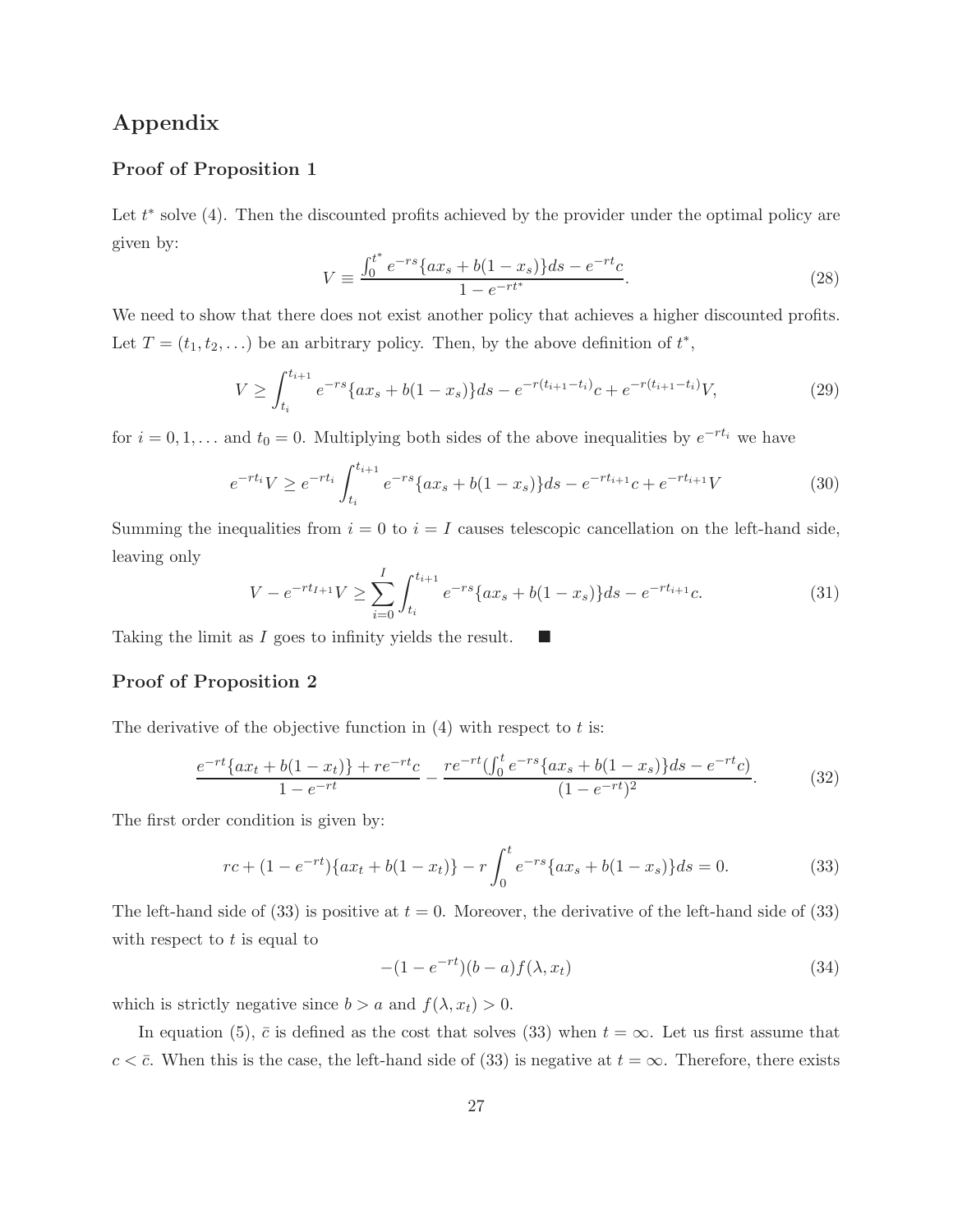# Appendix

### Proof of Proposition 1

Let $t^*$ solve (4). Then the discounted profits achieved by the provider under the optimal policy are given by:

$$V \equiv \frac{\int_0^{t^*} e^{-rs}\{ax_s + b(1-x_s)\}ds - e^{-rt}c}{1 - e^{-rt^*}}. \tag{28}$$

We need to show that there does not exist another policy that achieves a higher discounted profits. Let $T = (t_1, t_2, \ldots)$ be an arbitrary policy. Then, by the above definition of $t^*$,

$$V \geq \int_{t_i}^{t_{i+1}} e^{-rs}\{ax_s + b(1-x_s)\}ds - e^{-r(t_{i+1}-t_i)}c + e^{-r(t_{i+1}-t_i)}V, \tag{29}$$

for $i = 0, 1, \ldots$ and $t_0 = 0$. Multiplying both sides of the above inequalities by $e^{-rt_i}$ we have

$$e^{-rt_i}V \geq e^{-rt_i}\int_{t_i}^{t_{i+1}} e^{-rs}\{ax_s + b(1-x_s)\}ds - e^{-rt_{i+1}}c + e^{-rt_{i+1}}V \tag{30}$$

Summing the inequalities from $i = 0$ to $i = I$ causes telescopic cancellation on the left-hand side, leaving only

$$V - e^{-rt_{I+1}}V \geq \sum_{i=0}^{I}\int_{t_i}^{t_{i+1}} e^{-rs}\{ax_s + b(1-x_s)\}ds - e^{-rt_{i+1}}c. \tag{31}$$

Taking the limit as $I$ goes to infinity yields the result. ■

### Proof of Proposition 2

The derivative of the objective function in (4) with respect to $t$ is:

$$\frac{e^{-rt}\{ax_t + b(1-x_t)\} + re^{-rt}c}{1 - e^{-rt}} - \frac{re^{-rt}(\int_0^t e^{-rs}\{ax_s + b(1-x_s)\}ds - e^{-rt}c)}{(1 - e^{-rt})^2}. \tag{32}$$

The first order condition is given by:

$$rc + (1 - e^{-rt})\{ax_t + b(1-x_t)\} - r\int_0^t e^{-rs}\{ax_s + b(1-x_s)\}ds = 0. \tag{33}$$

The left-hand side of (33) is positive at $t = 0$. Moreover, the derivative of the left-hand side of (33) with respect to $t$ is equal to

$$-(1 - e^{-rt})(b - a)f(\lambda, x_t) \tag{34}$$

which is strictly negative since $b > a$ and $f(\lambda, x_t) > 0$.

In equation (5), $\bar{c}$ is defined as the cost that solves (33) when $t = \infty$. Let us first assume that $c < \bar{c}$. When this is the case, the left-hand side of (33) is negative at $t = \infty$. Therefore, there exists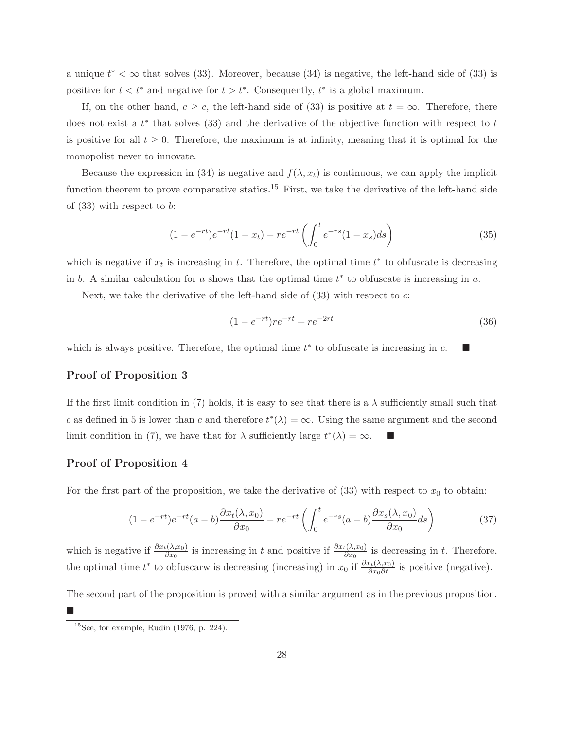a unique $t^* < \infty$ that solves (33). Moreover, because (34) is negative, the left-hand side of (33) is positive for $t < t^*$ and negative for $t > t^*$. Consequently, $t^*$ is a global maximum.

If, on the other hand, $c \geq \bar{c}$, the left-hand side of (33) is positive at $t = \infty$. Therefore, there does not exist a $t^*$ that solves (33) and the derivative of the objective function with respect to $t$ is positive for all $t \geq 0$. Therefore, the maximum is at infinity, meaning that it is optimal for the monopolist never to innovate.

Because the expression in (34) is negative and $f(\lambda, x_t)$ is continuous, we can apply the implicit function theorem to prove comparative statics.[15] First, we take the derivative of the left-hand side of (33) with respect to $b$:

$$(1 - e^{-rt})e^{-rt}(1 - x_t) - re^{-rt}\left(\int_0^t e^{-rs}(1 - x_s)ds\right) \tag{35}$$

which is negative if $x_t$ is increasing in $t$. Therefore, the optimal time $t^*$ to obfuscate is decreasing in $b$. A similar calculation for $a$ shows that the optimal time $t^*$ to obfuscate is increasing in $a$.

Next, we take the derivative of the left-hand side of (33) with respect to $c$:

$$(1 - e^{-rt})re^{-rt} + re^{-2rt} \tag{36}$$

which is always positive. Therefore, the optimal time $t^*$ to obfuscate is increasing in $c$. ■

### Proof of Proposition 3

If the first limit condition in (7) holds, it is easy to see that there is a $\lambda$ sufficiently small such that $\bar{c}$ as defined in 5 is lower than $c$ and therefore $t^*(\lambda) = \infty$. Using the same argument and the second limit condition in (7), we have that for $\lambda$ sufficiently large $t^*(\lambda) = \infty$. ■

### Proof of Proposition 4

For the first part of the proposition, we take the derivative of (33) with respect to $x_0$ to obtain:

$$(1 - e^{-rt})e^{-rt}(a - b)\frac{\partial x_t(\lambda, x_0)}{\partial x_0} - re^{-rt}\left(\int_0^t e^{-rs}(a - b)\frac{\partial x_s(\lambda, x_0)}{\partial x_0}ds\right) \tag{37}$$

which is negative if $\frac{\partial x_t(\lambda, x_0)}{\partial x_0}$ is increasing in $t$ and positive if $\frac{\partial x_t(\lambda, x_0)}{\partial x_0}$ is decreasing in $t$. Therefore, the optimal time $t^*$ to obfuscarw is decreasing (increasing) in $x_0$ if $\frac{\partial x_t(\lambda, x_0)}{\partial x_0 \partial t}$ is positive (negative).

The second part of the proposition is proved with a similar argument as in the previous proposition. ■

[15] See, for example, Rudin (1976, p. 224).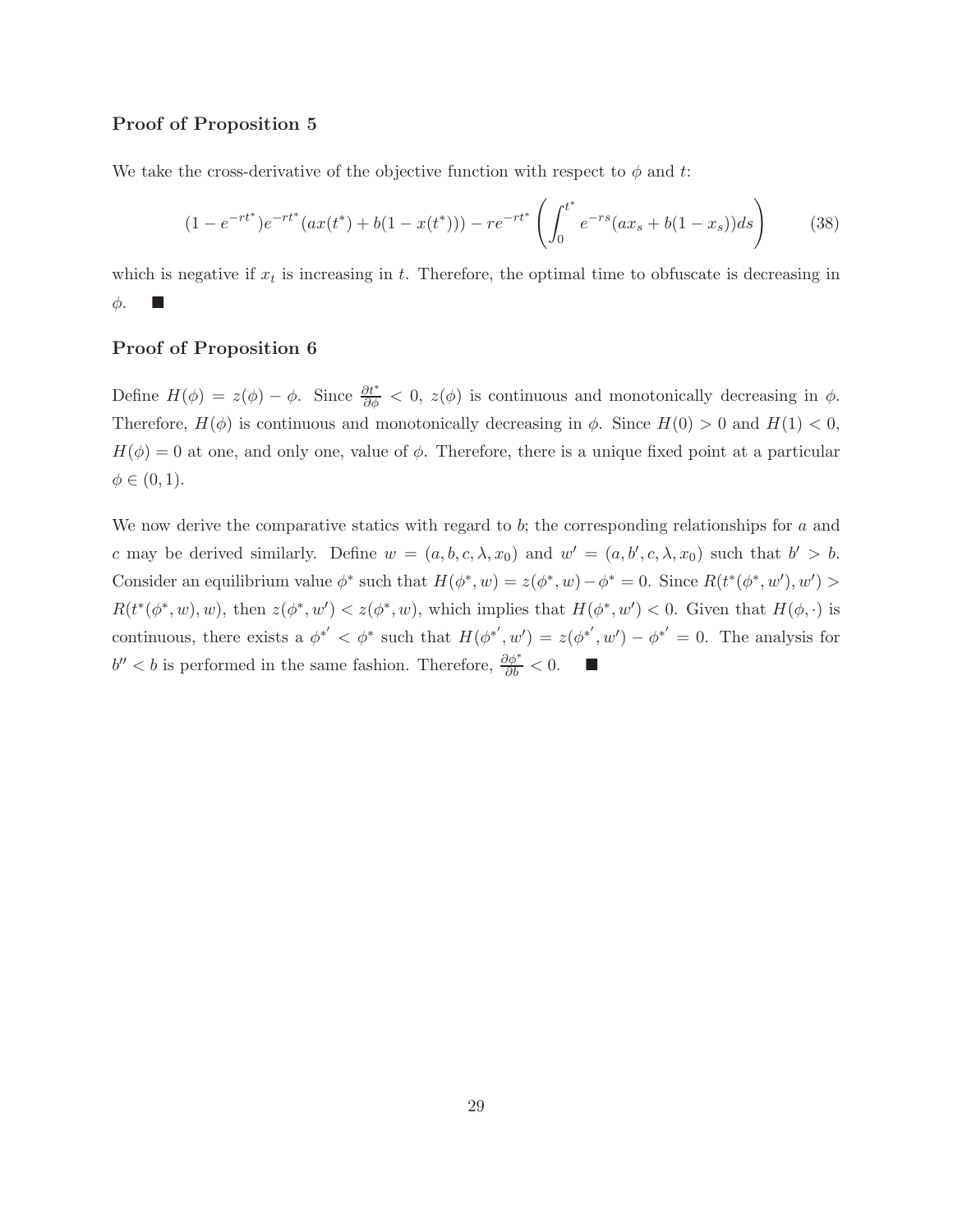**Proof of Proposition 5**

We take the cross-derivative of the objective function with respect to $\phi$ and $t$:

$$(1-e^{-rt^*})e^{-rt^*}(ax(t^*)+b(1-x(t^*))) - re^{-rt^*}\left(\int_0^{t^*} e^{-rs}(ax_s+b(1-x_s))ds\right) \tag{38}$$

which is negative if $x_t$ is increasing in $t$. Therefore, the optimal time to obfuscate is decreasing in $\phi$. ■

**Proof of Proposition 6**

Define $H(\phi) = z(\phi) - \phi$. Since $\frac{\partial t^*}{\partial \phi} < 0$, $z(\phi)$ is continuous and monotonically decreasing in $\phi$. Therefore, $H(\phi)$ is continuous and monotonically decreasing in $\phi$. Since $H(0) > 0$ and $H(1) < 0$, $H(\phi) = 0$ at one, and only one, value of $\phi$. Therefore, there is a unique fixed point at a particular $\phi \in (0,1)$.

We now derive the comparative statics with regard to $b$; the corresponding relationships for $a$ and $c$ may be derived similarly. Define $w = (a, b, c, \lambda, x_0)$ and $w' = (a, b', c, \lambda, x_0)$ such that $b' > b$. Consider an equilibrium value $\phi^*$ such that $H(\phi^*, w) = z(\phi^*, w) - \phi^* = 0$. Since $R(t^*(\phi^*, w'), w') > R(t^*(\phi^*, w), w)$, then $z(\phi^*, w') < z(\phi^*, w)$, which implies that $H(\phi^*, w') < 0$. Given that $H(\phi, \cdot)$ is continuous, there exists a $\phi^{*'} < \phi^*$ such that $H(\phi^{*'}, w') = z(\phi^{*'}, w') - \phi^{*'} = 0$. The analysis for $b'' < b$ is performed in the same fashion. Therefore, $\frac{\partial \phi^*}{\partial b} < 0$. ■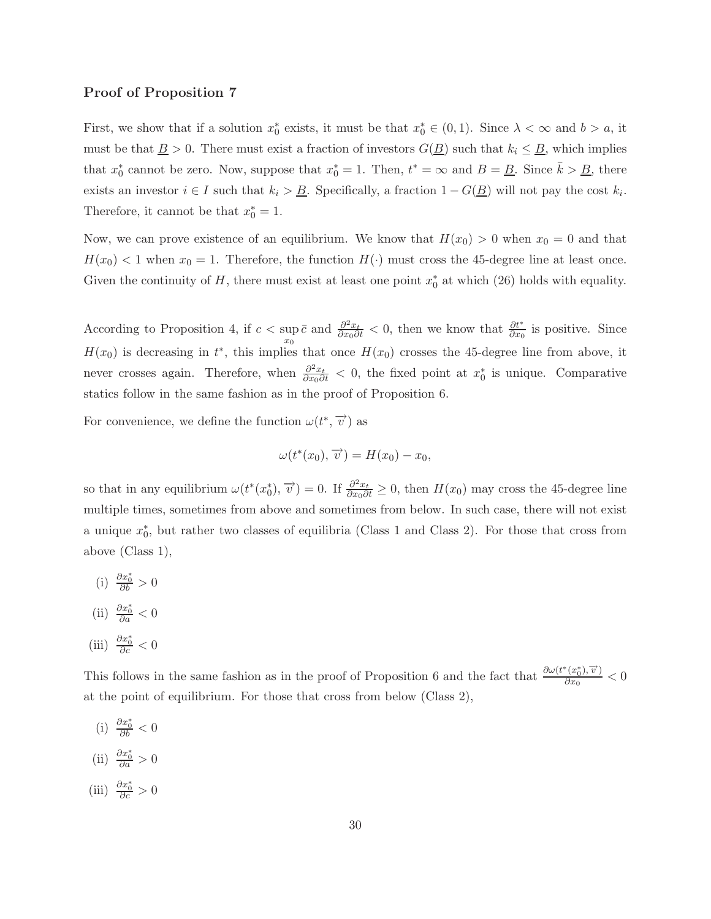**Proof of Proposition 7**

First, we show that if a solution $x_0^*$ exists, it must be that $x_0^* \in (0,1)$. Since $\lambda < \infty$ and $b > a$, it must be that $\underline{B} > 0$. There must exist a fraction of investors $G(\underline{B})$ such that $k_i \leq \underline{B}$, which implies that $x_0^*$ cannot be zero. Now, suppose that $x_0^* = 1$. Then, $t^* = \infty$ and $B = \underline{B}$. Since $\bar{k} > \underline{B}$, there exists an investor $i \in I$ such that $k_i > \underline{B}$. Specifically, a fraction $1 - G(\underline{B})$ will not pay the cost $k_i$. Therefore, it cannot be that $x_0^* = 1$.

Now, we can prove existence of an equilibrium. We know that $H(x_0) > 0$ when $x_0 = 0$ and that $H(x_0) < 1$ when $x_0 = 1$. Therefore, the function $H(\cdot)$ must cross the 45-degree line at least once. Given the continuity of $H$, there must exist at least one point $x_0^*$ at which (26) holds with equality.

According to Proposition 4, if $c < \sup_{x_0} \bar{c}$ and $\frac{\partial^2 x_t}{\partial x_0 \partial t} < 0$, then we know that $\frac{\partial t^*}{\partial x_0}$ is positive. Since $H(x_0)$ is decreasing in $t^*$, this implies that once $H(x_0)$ crosses the 45-degree line from above, it never crosses again. Therefore, when $\frac{\partial^2 x_t}{\partial x_0 \partial t} < 0$, the fixed point at $x_0^*$ is unique. Comparative statics follow in the same fashion as in the proof of Proposition 6.

For convenience, we define the function $\omega(t^*, \overrightarrow{v})$ as

$$\omega(t^*(x_0), \overrightarrow{v}) = H(x_0) - x_0,$$

so that in any equilibrium $\omega(t^*(x_0^*), \overrightarrow{v}) = 0$. If $\frac{\partial^2 x_t}{\partial x_0 \partial t} \geq 0$, then $H(x_0)$ may cross the 45-degree line multiple times, sometimes from above and sometimes from below. In such case, there will not exist a unique $x_0^*$, but rather two classes of equilibria (Class 1 and Class 2). For those that cross from above (Class 1),

(i) $\frac{\partial x_0^*}{\partial b} > 0$

(ii) $\frac{\partial x_0^*}{\partial a} < 0$

(iii) $\frac{\partial x_0^*}{\partial c} < 0$

This follows in the same fashion as in the proof of Proposition 6 and the fact that $\frac{\partial \omega(t^*(x_0^*), \overrightarrow{v})}{\partial x_0} < 0$ at the point of equilibrium. For those that cross from below (Class 2),

(i) $\frac{\partial x_0^*}{\partial b} < 0$

(ii) $\frac{\partial x_0^*}{\partial a} > 0$

(iii) $\frac{\partial x_0^*}{\partial c} > 0$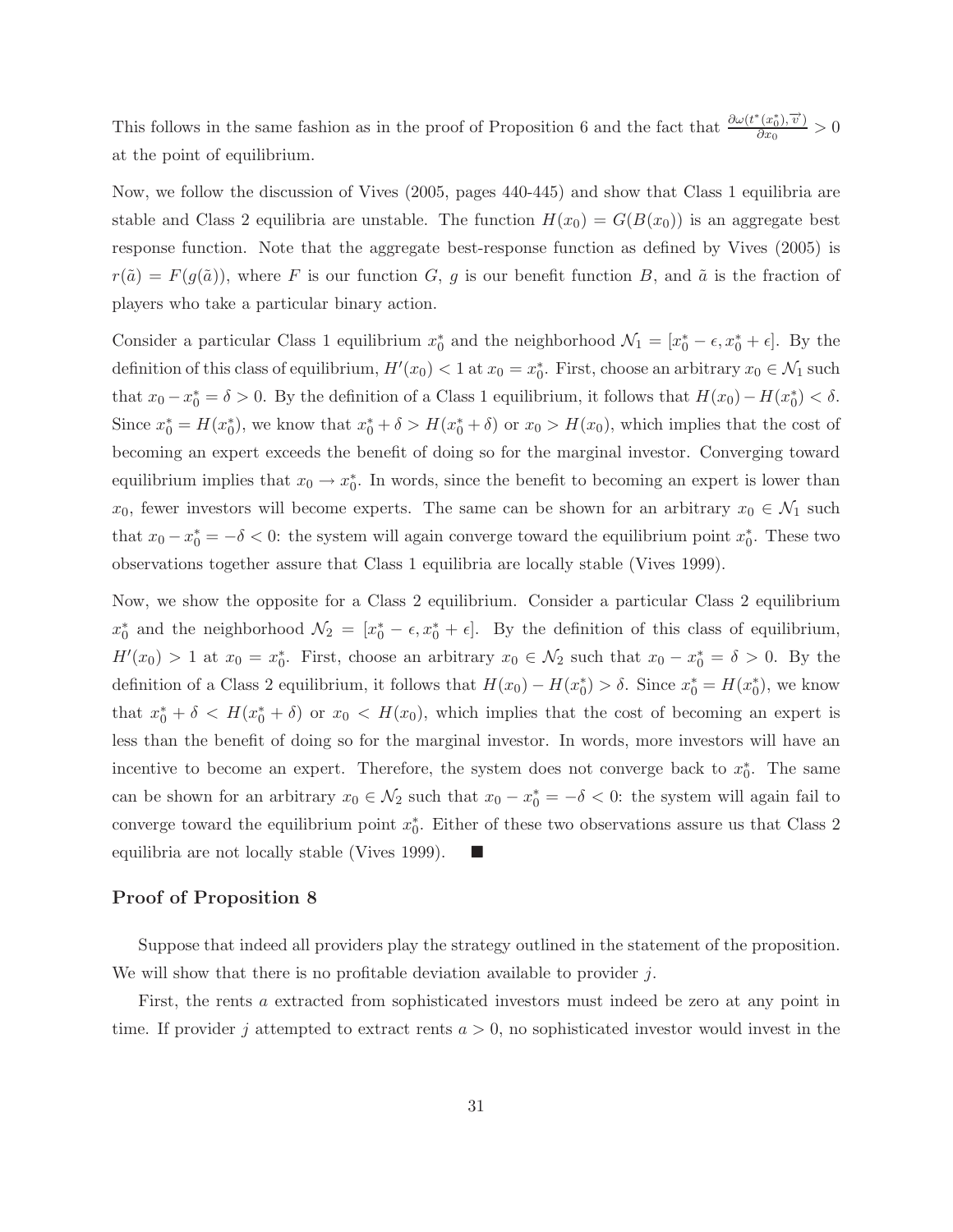This follows in the same fashion as in the proof of Proposition 6 and the fact that $\frac{\partial \omega(t^*(x_0^*), \overrightarrow{v})}{\partial x_0} > 0$ at the point of equilibrium.

Now, we follow the discussion of Vives (2005, pages 440-445) and show that Class 1 equilibria are stable and Class 2 equilibria are unstable. The function $H(x_0) = G(B(x_0))$ is an aggregate best response function. Note that the aggregate best-response function as defined by Vives (2005) is $r(\tilde{a}) = F(g(\tilde{a}))$, where $F$ is our function $G$, $g$ is our benefit function $B$, and $\tilde{a}$ is the fraction of players who take a particular binary action.

Consider a particular Class 1 equilibrium $x_0^*$ and the neighborhood $\mathcal{N}_1 = [x_0^* - \epsilon, x_0^* + \epsilon]$. By the definition of this class of equilibrium, $H'(x_0) < 1$ at $x_0 = x_0^*$. First, choose an arbitrary $x_0 \in \mathcal{N}_1$ such that $x_0 - x_0^* = \delta > 0$. By the definition of a Class 1 equilibrium, it follows that $H(x_0) - H(x_0^*) < \delta$. Since $x_0^* = H(x_0^*)$, we know that $x_0^* + \delta > H(x_0^* + \delta)$ or $x_0 > H(x_0)$, which implies that the cost of becoming an expert exceeds the benefit of doing so for the marginal investor. Converging toward equilibrium implies that $x_0 \to x_0^*$. In words, since the benefit to becoming an expert is lower than $x_0$, fewer investors will become experts. The same can be shown for an arbitrary $x_0 \in \mathcal{N}_1$ such that $x_0 - x_0^* = -\delta < 0$: the system will again converge toward the equilibrium point $x_0^*$. These two observations together assure that Class 1 equilibria are locally stable (Vives 1999).

Now, we show the opposite for a Class 2 equilibrium. Consider a particular Class 2 equilibrium $x_0^*$ and the neighborhood $\mathcal{N}_2 = [x_0^* - \epsilon, x_0^* + \epsilon]$. By the definition of this class of equilibrium, $H'(x_0) > 1$ at $x_0 = x_0^*$. First, choose an arbitrary $x_0 \in \mathcal{N}_2$ such that $x_0 - x_0^* = \delta > 0$. By the definition of a Class 2 equilibrium, it follows that $H(x_0) - H(x_0^*) > \delta$. Since $x_0^* = H(x_0^*)$, we know that $x_0^* + \delta < H(x_0^* + \delta)$ or $x_0 < H(x_0)$, which implies that the cost of becoming an expert is less than the benefit of doing so for the marginal investor. In words, more investors will have an incentive to become an expert. Therefore, the system does not converge back to $x_0^*$. The same can be shown for an arbitrary $x_0 \in \mathcal{N}_2$ such that $x_0 - x_0^* = -\delta < 0$: the system will again fail to converge toward the equilibrium point $x_0^*$. Either of these two observations assure us that Class 2 equilibria are not locally stable (Vives 1999). ■

### Proof of Proposition 8

Suppose that indeed all providers play the strategy outlined in the statement of the proposition. We will show that there is no profitable deviation available to provider $j$.

First, the rents $a$ extracted from sophisticated investors must indeed be zero at any point in time. If provider $j$ attempted to extract rents $a > 0$, no sophisticated investor would invest in the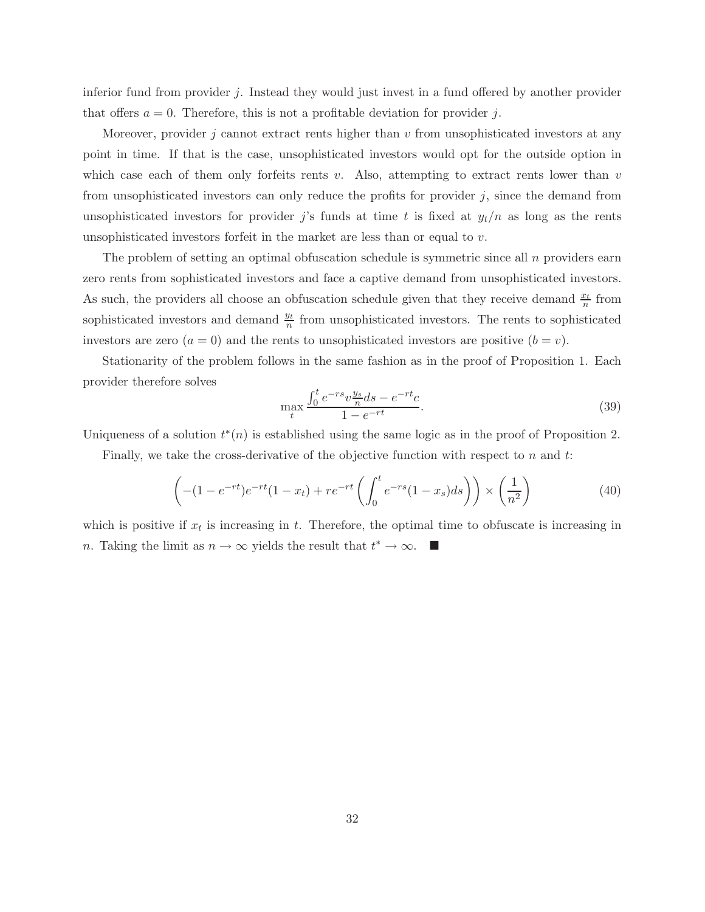inferior fund from provider $j$. Instead they would just invest in a fund offered by another provider that offers $a = 0$. Therefore, this is not a profitable deviation for provider $j$.

Moreover, provider $j$ cannot extract rents higher than $v$ from unsophisticated investors at any point in time. If that is the case, unsophisticated investors would opt for the outside option in which case each of them only forfeits rents $v$. Also, attempting to extract rents lower than $v$ from unsophisticated investors can only reduce the profits for provider $j$, since the demand from unsophisticated investors for provider $j$'s funds at time $t$ is fixed at $y_t/n$ as long as the rents unsophisticated investors forfeit in the market are less than or equal to $v$.

The problem of setting an optimal obfuscation schedule is symmetric since all $n$ providers earn zero rents from sophisticated investors and face a captive demand from unsophisticated investors. As such, the providers all choose an obfuscation schedule given that they receive demand $\frac{x_t}{n}$ from sophisticated investors and demand $\frac{y_t}{n}$ from unsophisticated investors. The rents to sophisticated investors are zero ($a = 0$) and the rents to unsophisticated investors are positive ($b = v$).

Stationarity of the problem follows in the same fashion as in the proof of Proposition 1. Each provider therefore solves

$$\max_t \frac{\int_0^t e^{-rs} v \frac{y_s}{n} ds - e^{-rt} c}{1 - e^{-rt}}. \tag{39}$$

Uniqueness of a solution $t^*(n)$ is established using the same logic as in the proof of Proposition 2.

Finally, we take the cross-derivative of the objective function with respect to $n$ and $t$:

$$\left( -(1 - e^{-rt}) e^{-rt} (1 - x_t) + r e^{-rt} \left( \int_0^t e^{-rs} (1 - x_s) ds \right) \right) \times \left( \frac{1}{n^2} \right) \tag{40}$$

which is positive if $x_t$ is increasing in $t$. Therefore, the optimal time to obfuscate is increasing in $n$. Taking the limit as $n \to \infty$ yields the result that $t^* \to \infty$. ■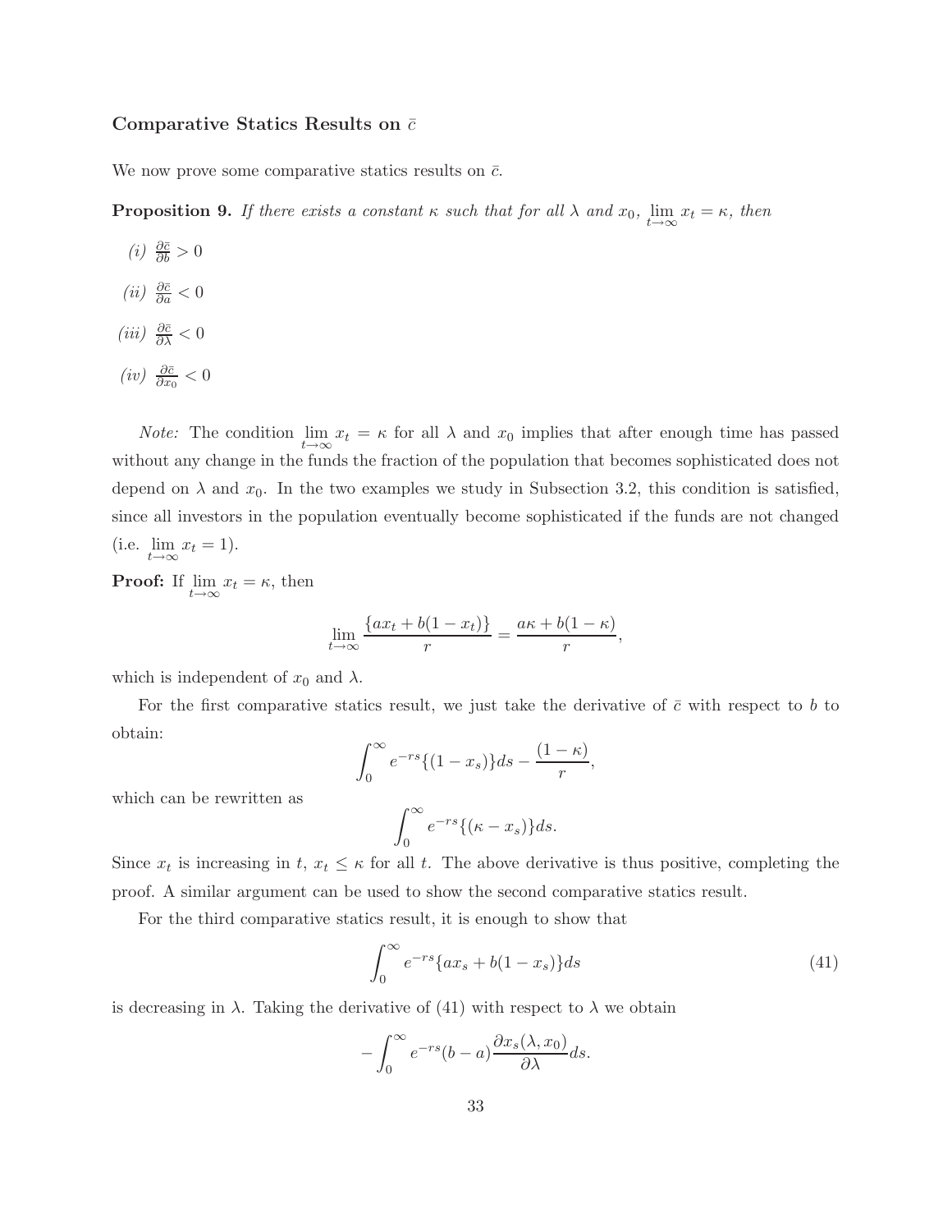### Comparative Statics Results on $\bar{c}$

We now prove some comparative statics results on $\bar{c}$.

**Proposition 9.** *If there exists a constant $\kappa$ such that for all $\lambda$ and $x_0$, $\lim_{t\to\infty} x_t = \kappa$, then*

*(i)* $\frac{\partial \bar{c}}{\partial b} > 0$

*(ii)* $\frac{\partial \bar{c}}{\partial a} < 0$

*(iii)* $\frac{\partial \bar{c}}{\partial \lambda} < 0$

*(iv)* $\frac{\partial \bar{c}}{\partial x_0} < 0$

*Note:* The condition $\lim_{t\to\infty} x_t = \kappa$ for all $\lambda$ and $x_0$ implies that after enough time has passed without any change in the funds the fraction of the population that becomes sophisticated does not depend on $\lambda$ and $x_0$. In the two examples we study in Subsection 3.2, this condition is satisfied, since all investors in the population eventually become sophisticated if the funds are not changed (i.e. $\lim_{t\to\infty} x_t = 1$).

**Proof:** If $\lim_{t\to\infty} x_t = \kappa$, then

$$\lim_{t\to\infty} \frac{\{ax_t + b(1-x_t)\}}{r} = \frac{a\kappa + b(1-\kappa)}{r},$$

which is independent of $x_0$ and $\lambda$.

For the first comparative statics result, we just take the derivative of $\bar{c}$ with respect to $b$ to obtain:

$$\int_0^\infty e^{-rs}\{(1-x_s)\}ds - \frac{(1-\kappa)}{r},$$

which can be rewritten as

$$\int_0^\infty e^{-rs}\{(\kappa - x_s)\}ds.$$

Since $x_t$ is increasing in $t$, $x_t \leq \kappa$ for all $t$. The above derivative is thus positive, completing the proof. A similar argument can be used to show the second comparative statics result.

For the third comparative statics result, it is enough to show that

$$\int_0^\infty e^{-rs}\{ax_s + b(1-x_s)\}ds \tag{41}$$

is decreasing in $\lambda$. Taking the derivative of (41) with respect to $\lambda$ we obtain

$$-\int_0^\infty e^{-rs}(b-a)\frac{\partial x_s(\lambda, x_0)}{\partial \lambda}ds.$$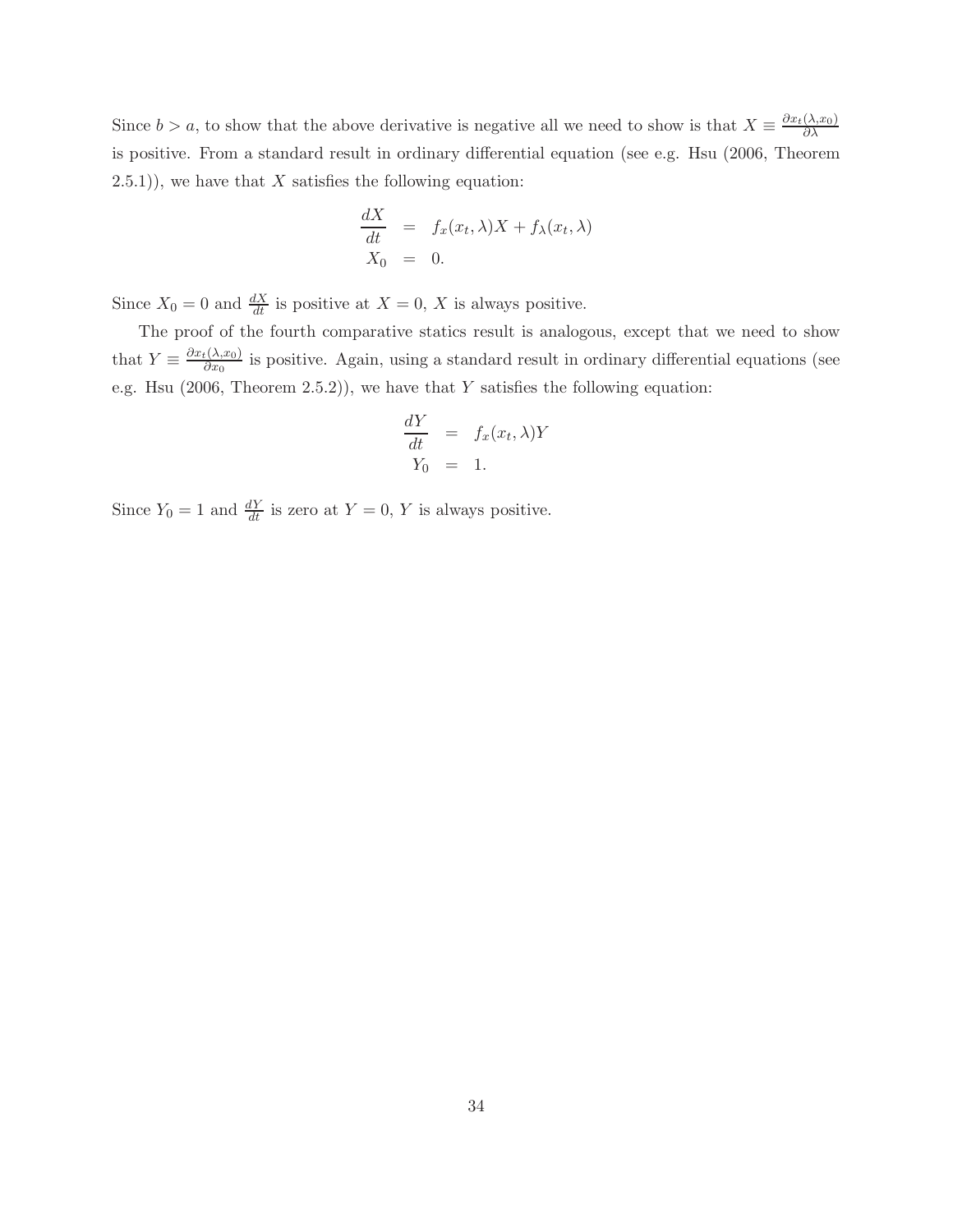Since $b > a$, to show that the above derivative is negative all we need to show is that $X \equiv \frac{\partial x_t(\lambda, x_0)}{\partial \lambda}$ is positive. From a standard result in ordinary differential equation (see e.g. Hsu (2006, Theorem 2.5.1)), we have that $X$ satisfies the following equation:

$$
\begin{aligned}
\frac{dX}{dt} &= f_x(x_t, \lambda)X + f_\lambda(x_t, \lambda) \\
X_0 &= 0.
\end{aligned}
$$

Since $X_0 = 0$ and $\frac{dX}{dt}$ is positive at $X = 0$, $X$ is always positive.

The proof of the fourth comparative statics result is analogous, except that we need to show that $Y \equiv \frac{\partial x_t(\lambda, x_0)}{\partial x_0}$ is positive. Again, using a standard result in ordinary differential equations (see e.g. Hsu (2006, Theorem 2.5.2)), we have that $Y$ satisfies the following equation:

$$
\begin{aligned}
\frac{dY}{dt} &= f_x(x_t, \lambda)Y \\
Y_0 &= 1.
\end{aligned}
$$

Since $Y_0 = 1$ and $\frac{dY}{dt}$ is zero at $Y = 0$, $Y$ is always positive.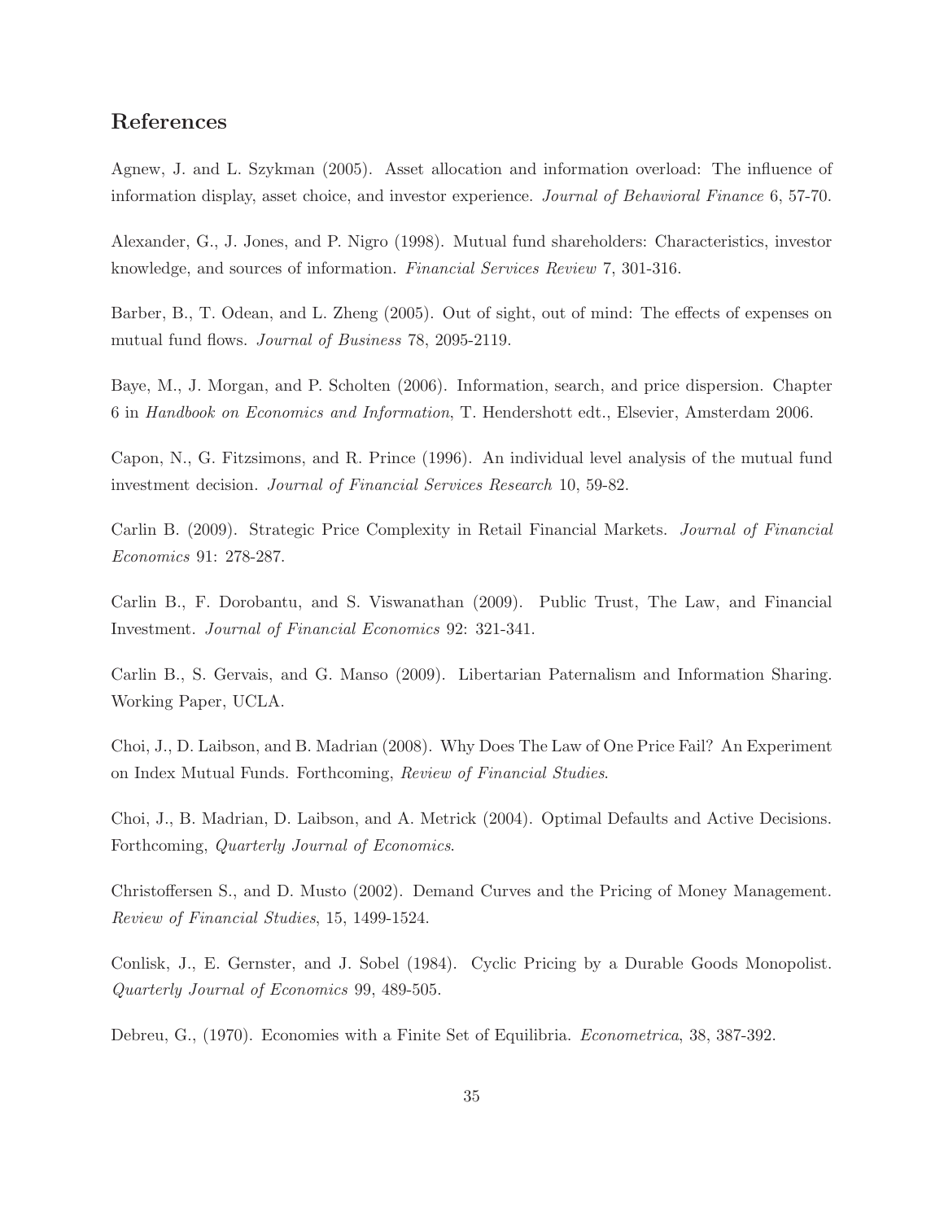## References

Agnew, J. and L. Szykman (2005). Asset allocation and information overload: The influence of information display, asset choice, and investor experience. *Journal of Behavioral Finance* 6, 57-70.

Alexander, G., J. Jones, and P. Nigro (1998). Mutual fund shareholders: Characteristics, investor knowledge, and sources of information. *Financial Services Review* 7, 301-316.

Barber, B., T. Odean, and L. Zheng (2005). Out of sight, out of mind: The effects of expenses on mutual fund flows. *Journal of Business* 78, 2095-2119.

Baye, M., J. Morgan, and P. Scholten (2006). Information, search, and price dispersion. Chapter 6 in *Handbook on Economics and Information*, T. Hendershott edt., Elsevier, Amsterdam 2006.

Capon, N., G. Fitzsimons, and R. Prince (1996). An individual level analysis of the mutual fund investment decision. *Journal of Financial Services Research* 10, 59-82.

Carlin B. (2009). Strategic Price Complexity in Retail Financial Markets. *Journal of Financial Economics* 91: 278-287.

Carlin B., F. Dorobantu, and S. Viswanathan (2009). Public Trust, The Law, and Financial Investment. *Journal of Financial Economics* 92: 321-341.

Carlin B., S. Gervais, and G. Manso (2009). Libertarian Paternalism and Information Sharing. Working Paper, UCLA.

Choi, J., D. Laibson, and B. Madrian (2008). Why Does The Law of One Price Fail? An Experiment on Index Mutual Funds. Forthcoming, *Review of Financial Studies*.

Choi, J., B. Madrian, D. Laibson, and A. Metrick (2004). Optimal Defaults and Active Decisions. Forthcoming, *Quarterly Journal of Economics*.

Christoffersen S., and D. Musto (2002). Demand Curves and the Pricing of Money Management. *Review of Financial Studies*, 15, 1499-1524.

Conlisk, J., E. Gernster, and J. Sobel (1984). Cyclic Pricing by a Durable Goods Monopolist. *Quarterly Journal of Economics* 99, 489-505.

Debreu, G., (1970). Economies with a Finite Set of Equilibria. *Econometrica*, 38, 387-392.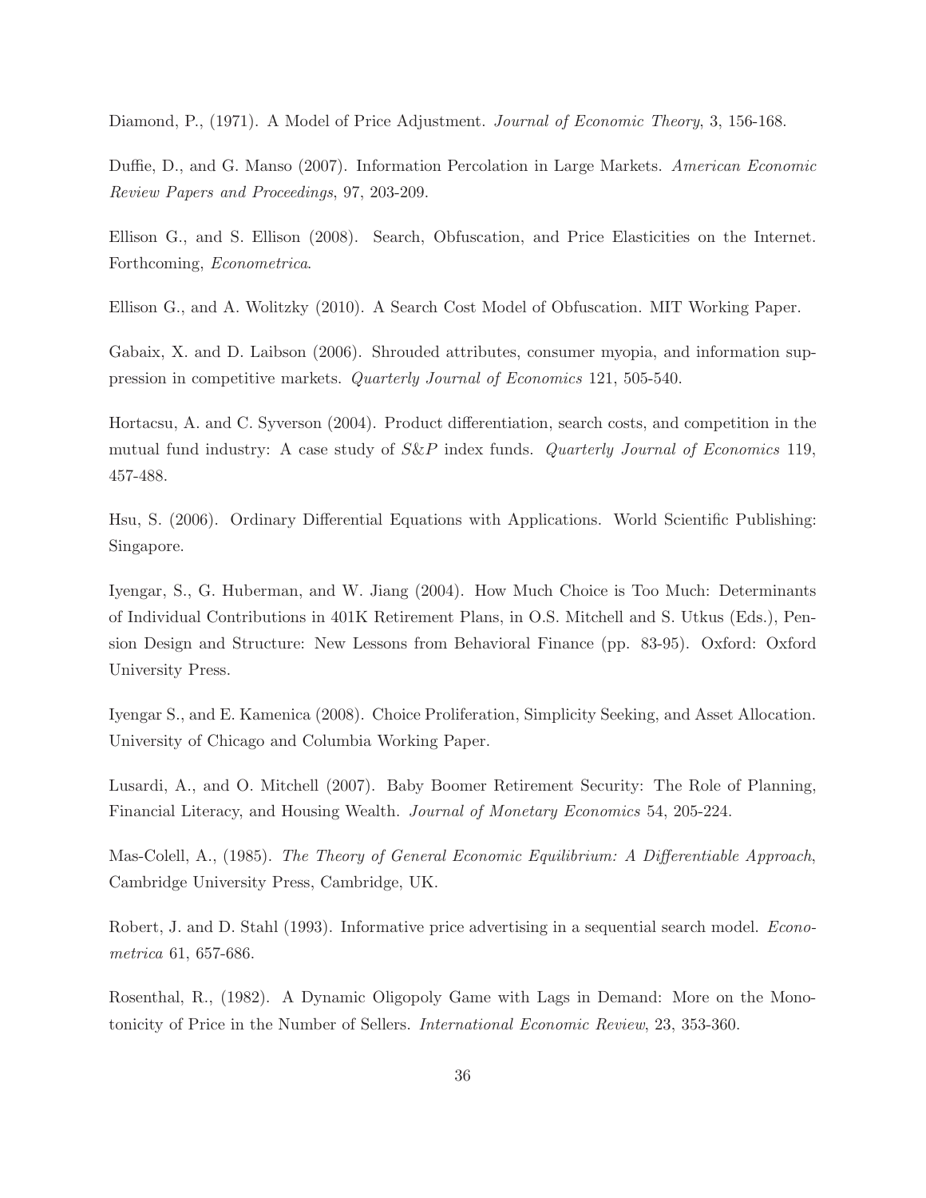Diamond, P., (1971). A Model of Price Adjustment. *Journal of Economic Theory*, 3, 156-168.

Duffie, D., and G. Manso (2007). Information Percolation in Large Markets. *American Economic Review Papers and Proceedings*, 97, 203-209.

Ellison G., and S. Ellison (2008). Search, Obfuscation, and Price Elasticities on the Internet. Forthcoming, *Econometrica*.

Ellison G., and A. Wolitzky (2010). A Search Cost Model of Obfuscation. MIT Working Paper.

Gabaix, X. and D. Laibson (2006). Shrouded attributes, consumer myopia, and information suppression in competitive markets. *Quarterly Journal of Economics* 121, 505-540.

Hortacsu, A. and C. Syverson (2004). Product differentiation, search costs, and competition in the mutual fund industry: A case study of *S&P* index funds. *Quarterly Journal of Economics* 119, 457-488.

Hsu, S. (2006). Ordinary Differential Equations with Applications. World Scientific Publishing: Singapore.

Iyengar, S., G. Huberman, and W. Jiang (2004). How Much Choice is Too Much: Determinants of Individual Contributions in 401K Retirement Plans, in O.S. Mitchell and S. Utkus (Eds.), Pension Design and Structure: New Lessons from Behavioral Finance (pp. 83-95). Oxford: Oxford University Press.

Iyengar S., and E. Kamenica (2008). Choice Proliferation, Simplicity Seeking, and Asset Allocation. University of Chicago and Columbia Working Paper.

Lusardi, A., and O. Mitchell (2007). Baby Boomer Retirement Security: The Role of Planning, Financial Literacy, and Housing Wealth. *Journal of Monetary Economics* 54, 205-224.

Mas-Colell, A., (1985). *The Theory of General Economic Equilibrium: A Differentiable Approach*, Cambridge University Press, Cambridge, UK.

Robert, J. and D. Stahl (1993). Informative price advertising in a sequential search model. *Econometrica* 61, 657-686.

Rosenthal, R., (1982). A Dynamic Oligopoly Game with Lags in Demand: More on the Monotonicity of Price in the Number of Sellers. *International Economic Review*, 23, 353-360.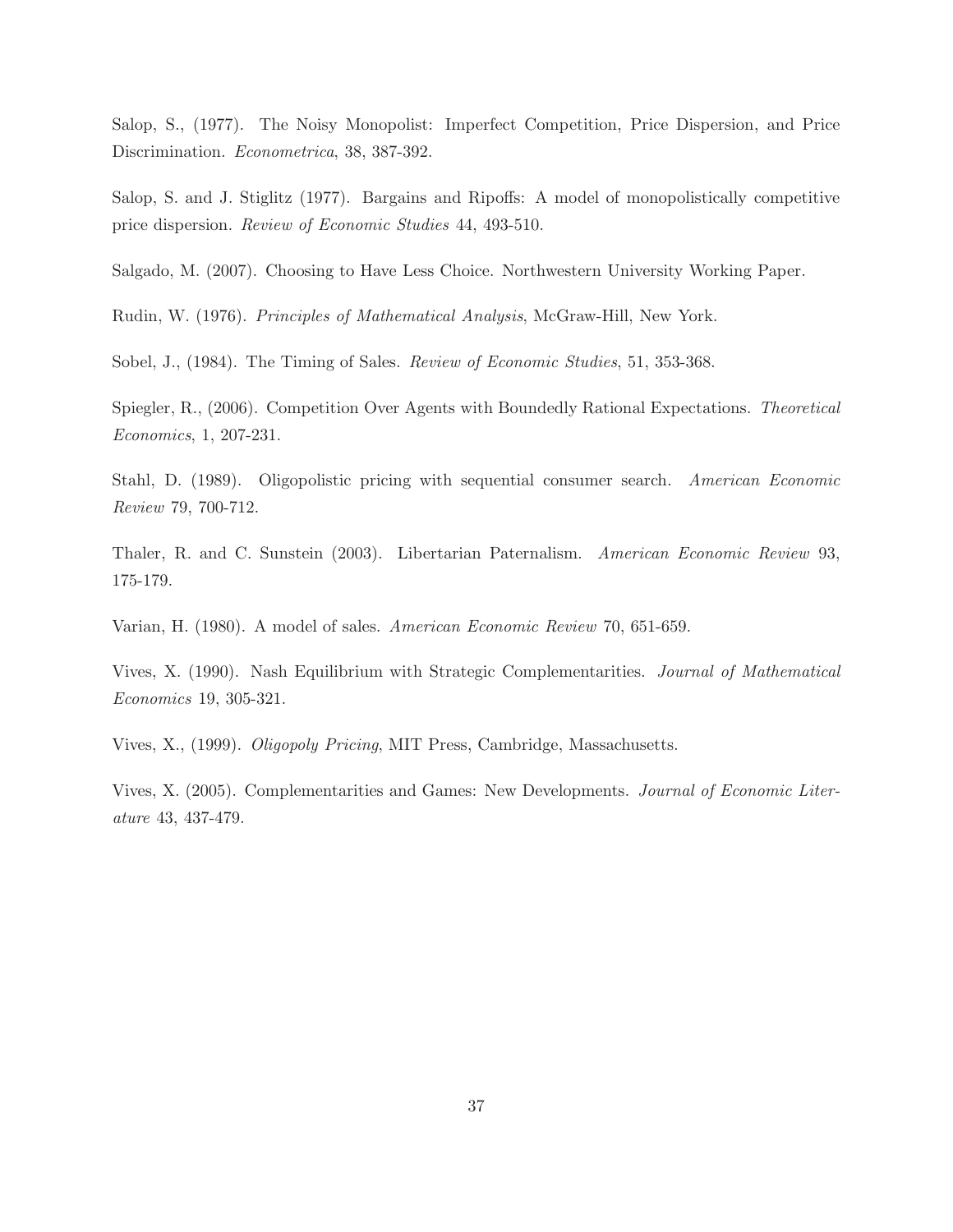Salop, S., (1977). The Noisy Monopolist: Imperfect Competition, Price Dispersion, and Price Discrimination. *Econometrica*, 38, 387-392.

Salop, S. and J. Stiglitz (1977). Bargains and Ripoffs: A model of monopolistically competitive price dispersion. *Review of Economic Studies* 44, 493-510.

Salgado, M. (2007). Choosing to Have Less Choice. Northwestern University Working Paper.

Rudin, W. (1976). *Principles of Mathematical Analysis*, McGraw-Hill, New York.

Sobel, J., (1984). The Timing of Sales. *Review of Economic Studies*, 51, 353-368.

Spiegler, R., (2006). Competition Over Agents with Boundedly Rational Expectations. *Theoretical Economics*, 1, 207-231.

Stahl, D. (1989). Oligopolistic pricing with sequential consumer search. *American Economic Review* 79, 700-712.

Thaler, R. and C. Sunstein (2003). Libertarian Paternalism. *American Economic Review* 93, 175-179.

Varian, H. (1980). A model of sales. *American Economic Review* 70, 651-659.

Vives, X. (1990). Nash Equilibrium with Strategic Complementarities. *Journal of Mathematical Economics* 19, 305-321.

Vives, X., (1999). *Oligopoly Pricing*, MIT Press, Cambridge, Massachusetts.

Vives, X. (2005). Complementarities and Games: New Developments. *Journal of Economic Literature* 43, 437-479.